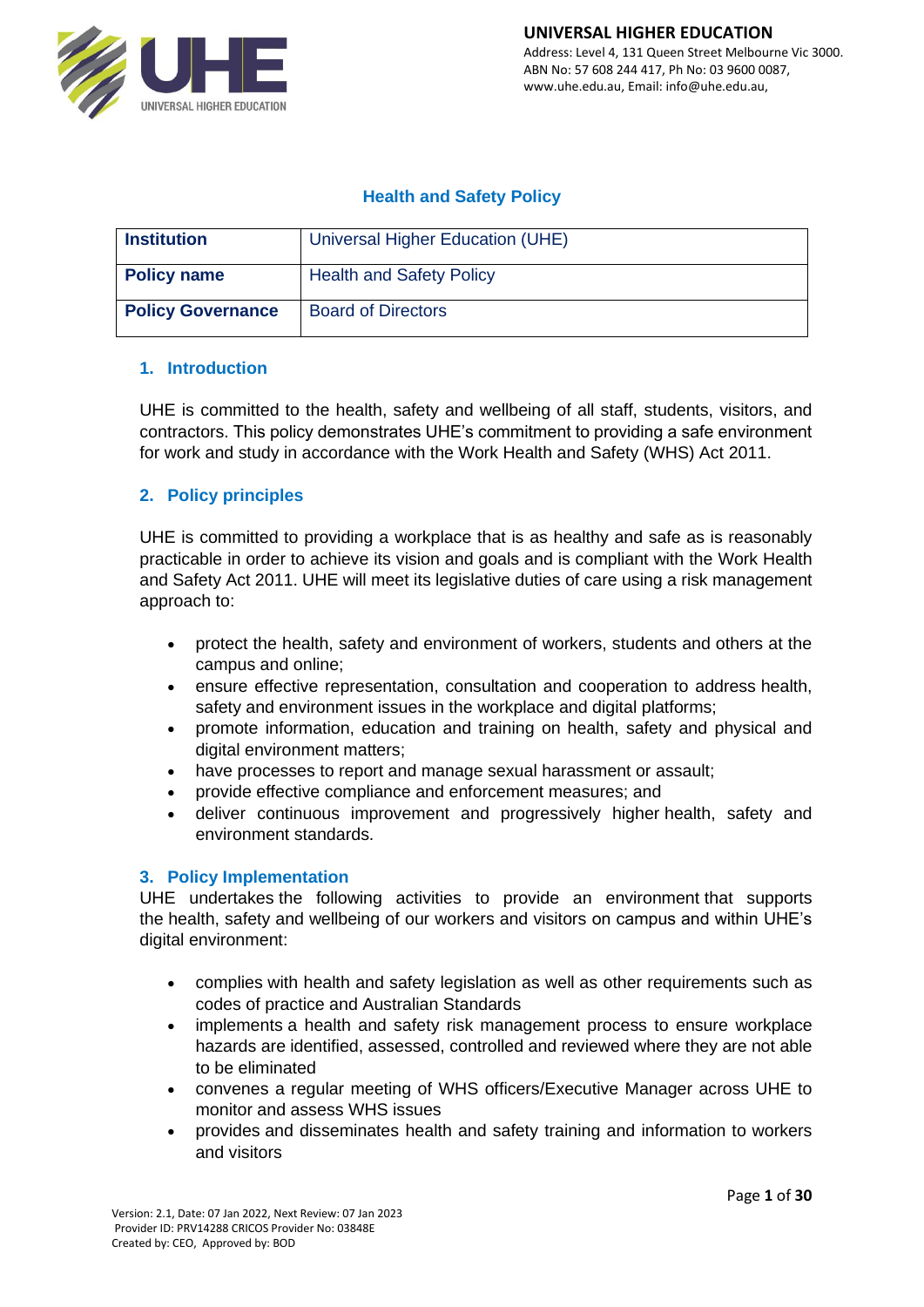# Health and Safety Policy

| Institution | Universal Higher Education (UHE) |
|---|---|
| Policy name | Health and Safety Policy |
| Policy Governance | Board of Directors |

## 1. Introduction

UHE is committed to the health, safety and wellbeing of all staff, students, visitors, and contractors. This policy demonstrates UHE's commitment to providing a safe environment for work and study in accordance with the Work Health and Safety (WHS) Act 2011.

## 2. Policy principles

UHE is committed to providing a workplace that is as healthy and safe as is reasonably practicable in order to achieve its vision and goals and is compliant with the Work Health and Safety Act 2011. UHE will meet its legislative duties of care using a risk management approach to:

- protect the health, safety and environment of workers, students and others at the campus and online;
- ensure effective representation, consultation and cooperation to address health, safety and environment issues in the workplace and digital platforms;
- promote information, education and training on health, safety and physical and digital environment matters;
- have processes to report and manage sexual harassment or assault;
- provide effective compliance and enforcement measures; and
- deliver continuous improvement and progressively higher health, safety and environment standards.

## 3. Policy Implementation

UHE undertakes the following activities to provide an environment that supports the health, safety and wellbeing of our workers and visitors on campus and within UHE's digital environment:

- complies with health and safety legislation as well as other requirements such as codes of practice and Australian Standards
- implements a health and safety risk management process to ensure workplace hazards are identified, assessed, controlled and reviewed where they are not able to be eliminated
- convenes a regular meeting of WHS officers/Executive Manager across UHE to monitor and assess WHS issues
- provides and disseminates health and safety training and information to workers and visitors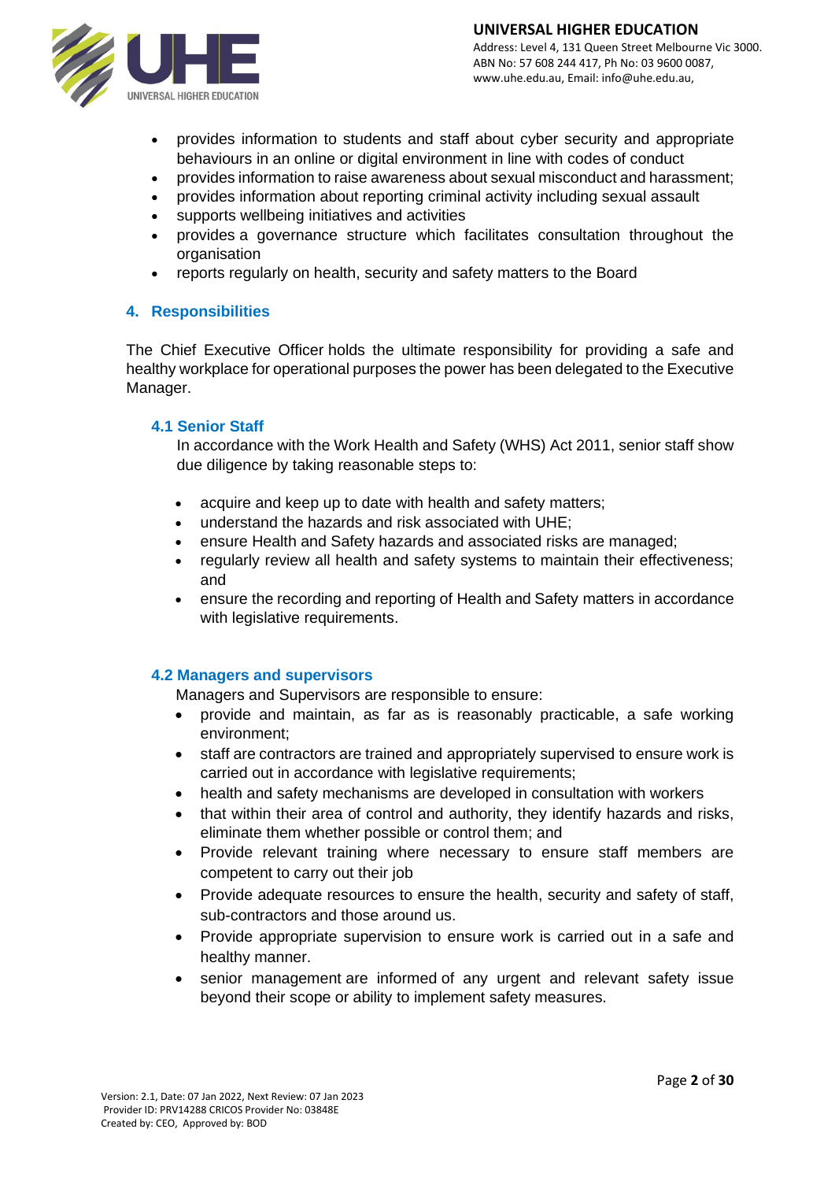- provides information to students and staff about cyber security and appropriate behaviours in an online or digital environment in line with codes of conduct
- provides information to raise awareness about sexual misconduct and harassment;
- provides information about reporting criminal activity including sexual assault
- supports wellbeing initiatives and activities
- provides a governance structure which facilitates consultation throughout the organisation
- reports regularly on health, security and safety matters to the Board

## 4. Responsibilities

The Chief Executive Officer holds the ultimate responsibility for providing a safe and healthy workplace for operational purposes the power has been delegated to the Executive Manager.

### 4.1 Senior Staff

In accordance with the Work Health and Safety (WHS) Act 2011, senior staff show due diligence by taking reasonable steps to:

- acquire and keep up to date with health and safety matters;
- understand the hazards and risk associated with UHE;
- ensure Health and Safety hazards and associated risks are managed;
- regularly review all health and safety systems to maintain their effectiveness; and
- ensure the recording and reporting of Health and Safety matters in accordance with legislative requirements.

### 4.2 Managers and supervisors

Managers and Supervisors are responsible to ensure:

- provide and maintain, as far as is reasonably practicable, a safe working environment;
- staff are contractors are trained and appropriately supervised to ensure work is carried out in accordance with legislative requirements;
- health and safety mechanisms are developed in consultation with workers
- that within their area of control and authority, they identify hazards and risks, eliminate them whether possible or control them; and
- Provide relevant training where necessary to ensure staff members are competent to carry out their job
- Provide adequate resources to ensure the health, security and safety of staff, sub-contractors and those around us.
- Provide appropriate supervision to ensure work is carried out in a safe and healthy manner.
- senior management are informed of any urgent and relevant safety issue beyond their scope or ability to implement safety measures.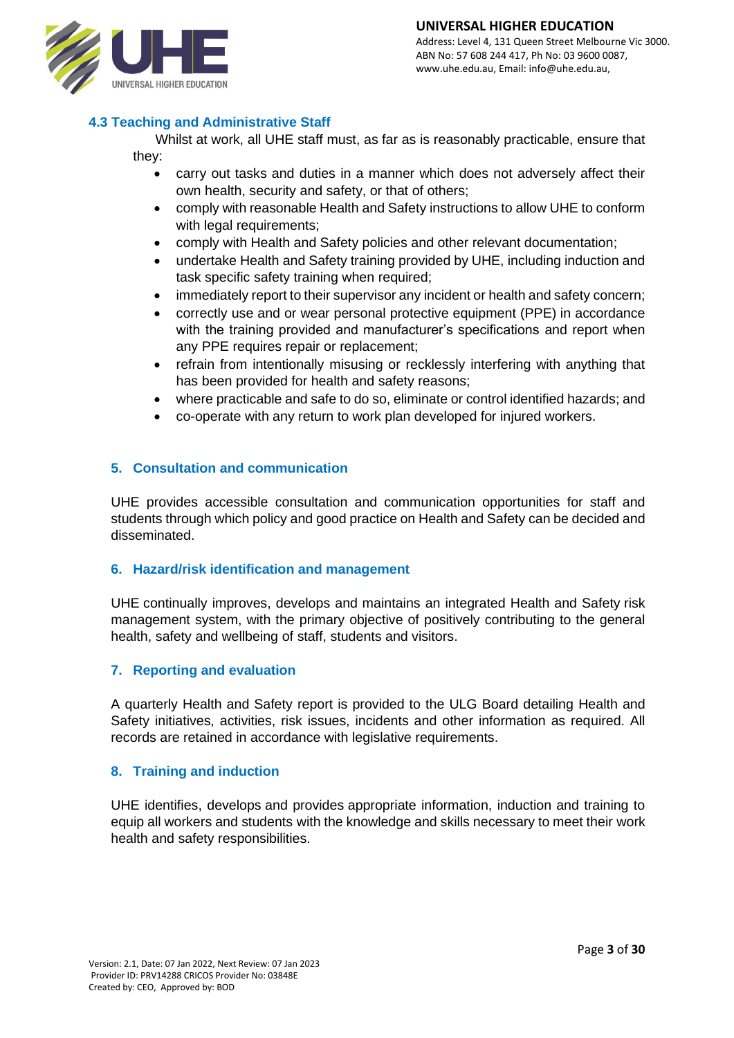### 4.3 Teaching and Administrative Staff

Whilst at work, all UHE staff must, as far as is reasonably practicable, ensure that they:

- carry out tasks and duties in a manner which does not adversely affect their own health, security and safety, or that of others;
- comply with reasonable Health and Safety instructions to allow UHE to conform with legal requirements;
- comply with Health and Safety policies and other relevant documentation;
- undertake Health and Safety training provided by UHE, including induction and task specific safety training when required;
- immediately report to their supervisor any incident or health and safety concern;
- correctly use and or wear personal protective equipment (PPE) in accordance with the training provided and manufacturer's specifications and report when any PPE requires repair or replacement;
- refrain from intentionally misusing or recklessly interfering with anything that has been provided for health and safety reasons;
- where practicable and safe to do so, eliminate or control identified hazards; and
- co-operate with any return to work plan developed for injured workers.

## 5. Consultation and communication

UHE provides accessible consultation and communication opportunities for staff and students through which policy and good practice on Health and Safety can be decided and disseminated.

## 6. Hazard/risk identification and management

UHE continually improves, develops and maintains an integrated Health and Safety risk management system, with the primary objective of positively contributing to the general health, safety and wellbeing of staff, students and visitors.

## 7. Reporting and evaluation

A quarterly Health and Safety report is provided to the ULG Board detailing Health and Safety initiatives, activities, risk issues, incidents and other information as required. All records are retained in accordance with legislative requirements.

## 8. Training and induction

UHE identifies, develops and provides appropriate information, induction and training to equip all workers and students with the knowledge and skills necessary to meet their work health and safety responsibilities.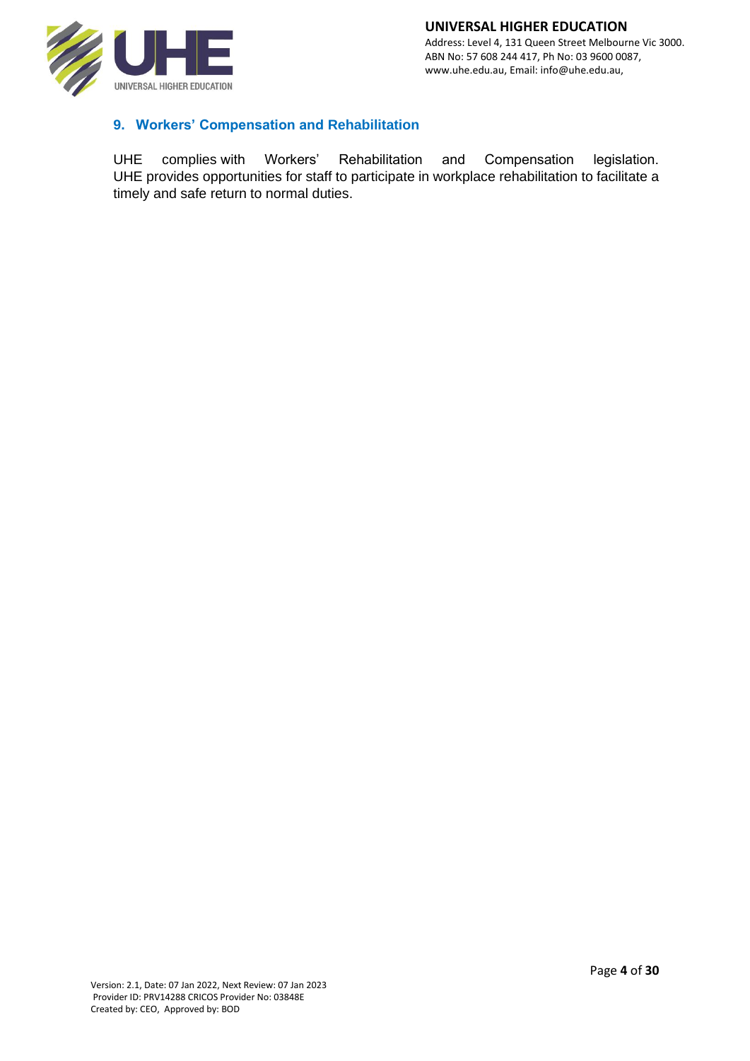## 9. Workers' Compensation and Rehabilitation

UHE complies with Workers' Rehabilitation and Compensation legislation. UHE provides opportunities for staff to participate in workplace rehabilitation to facilitate a timely and safe return to normal duties.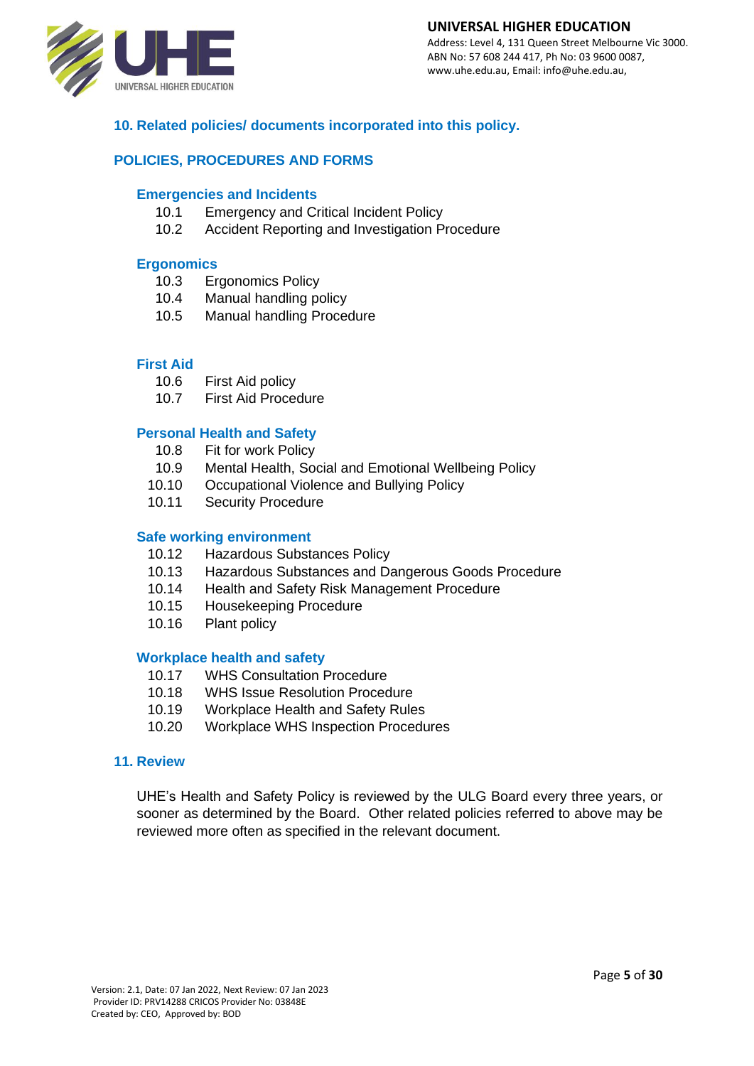## 10. Related policies/ documents incorporated into this policy.

## POLICIES, PROCEDURES AND FORMS

### Emergencies and Incidents

10.1 Emergency and Critical Incident Policy
10.2 Accident Reporting and Investigation Procedure

### Ergonomics

10.3 Ergonomics Policy
10.4 Manual handling policy
10.5 Manual handling Procedure

### First Aid

10.6 First Aid policy
10.7 First Aid Procedure

### Personal Health and Safety

10.8 Fit for work Policy
10.9 Mental Health, Social and Emotional Wellbeing Policy
10.10 Occupational Violence and Bullying Policy
10.11 Security Procedure

### Safe working environment

10.12 Hazardous Substances Policy
10.13 Hazardous Substances and Dangerous Goods Procedure
10.14 Health and Safety Risk Management Procedure
10.15 Housekeeping Procedure
10.16 Plant policy

### Workplace health and safety

10.17 WHS Consultation Procedure
10.18 WHS Issue Resolution Procedure
10.19 Workplace Health and Safety Rules
10.20 Workplace WHS Inspection Procedures

## 11. Review

UHE's Health and Safety Policy is reviewed by the ULG Board every three years, or sooner as determined by the Board. Other related policies referred to above may be reviewed more often as specified in the relevant document.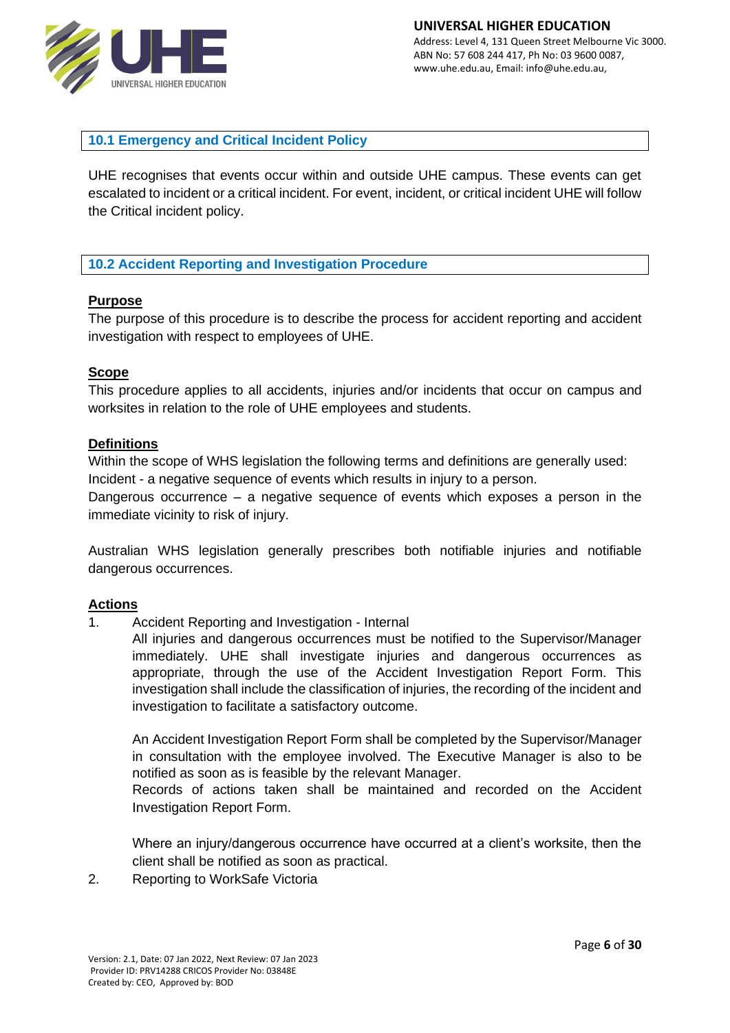## 10.1 Emergency and Critical Incident Policy

UHE recognises that events occur within and outside UHE campus. These events can get escalated to incident or a critical incident. For event, incident, or critical incident UHE will follow the Critical incident policy.

## 10.2 Accident Reporting and Investigation Procedure

**Purpose**

The purpose of this procedure is to describe the process for accident reporting and accident investigation with respect to employees of UHE.

**Scope**

This procedure applies to all accidents, injuries and/or incidents that occur on campus and worksites in relation to the role of UHE employees and students.

**Definitions**

Within the scope of WHS legislation the following terms and definitions are generally used:
Incident - a negative sequence of events which results in injury to a person.
Dangerous occurrence – a negative sequence of events which exposes a person in the immediate vicinity to risk of injury.

Australian WHS legislation generally prescribes both notifiable injuries and notifiable dangerous occurrences.

**Actions**

1. Accident Reporting and Investigation - Internal

   All injuries and dangerous occurrences must be notified to the Supervisor/Manager immediately. UHE shall investigate injuries and dangerous occurrences as appropriate, through the use of the Accident Investigation Report Form. This investigation shall include the classification of injuries, the recording of the incident and investigation to facilitate a satisfactory outcome.

   An Accident Investigation Report Form shall be completed by the Supervisor/Manager in consultation with the employee involved. The Executive Manager is also to be notified as soon as is feasible by the relevant Manager.
   Records of actions taken shall be maintained and recorded on the Accident Investigation Report Form.

   Where an injury/dangerous occurrence have occurred at a client's worksite, then the client shall be notified as soon as practical.

2. Reporting to WorkSafe Victoria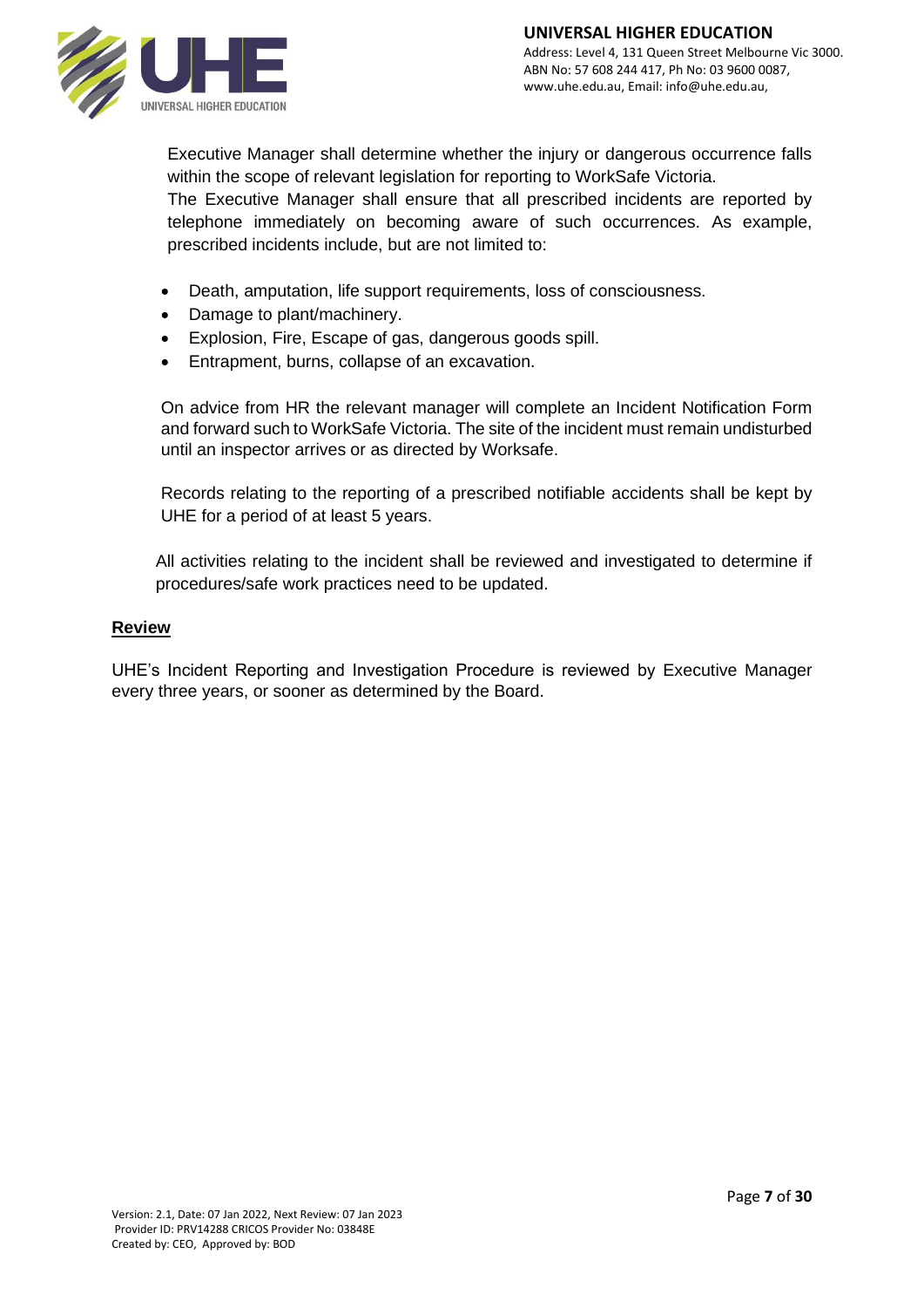Executive Manager shall determine whether the injury or dangerous occurrence falls within the scope of relevant legislation for reporting to WorkSafe Victoria.
The Executive Manager shall ensure that all prescribed incidents are reported by telephone immediately on becoming aware of such occurrences. As example, prescribed incidents include, but are not limited to:

- Death, amputation, life support requirements, loss of consciousness.
- Damage to plant/machinery.
- Explosion, Fire, Escape of gas, dangerous goods spill.
- Entrapment, burns, collapse of an excavation.

On advice from HR the relevant manager will complete an Incident Notification Form and forward such to WorkSafe Victoria. The site of the incident must remain undisturbed until an inspector arrives or as directed by Worksafe.

Records relating to the reporting of a prescribed notifiable accidents shall be kept by UHE for a period of at least 5 years.

All activities relating to the incident shall be reviewed and investigated to determine if procedures/safe work practices need to be updated.

## Review

UHE's Incident Reporting and Investigation Procedure is reviewed by Executive Manager every three years, or sooner as determined by the Board.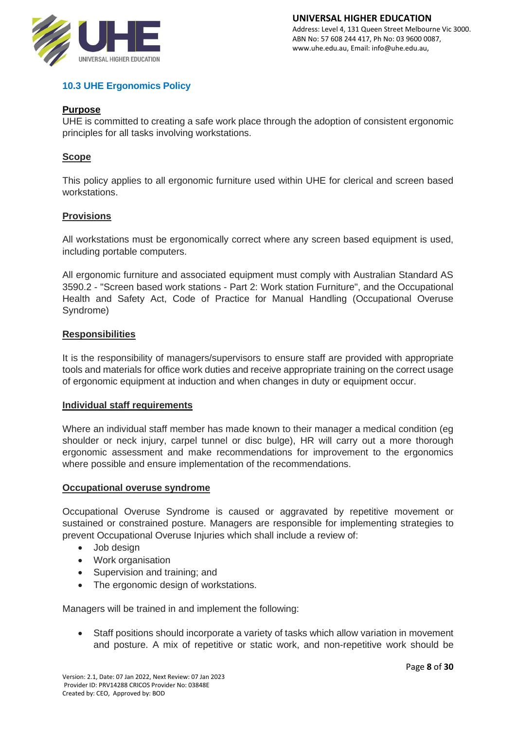### 10.3 UHE Ergonomics Policy

**Purpose**

UHE is committed to creating a safe work place through the adoption of consistent ergonomic principles for all tasks involving workstations.

**Scope**

This policy applies to all ergonomic furniture used within UHE for clerical and screen based workstations.

**Provisions**

All workstations must be ergonomically correct where any screen based equipment is used, including portable computers.

All ergonomic furniture and associated equipment must comply with Australian Standard AS 3590.2 - "Screen based work stations - Part 2: Work station Furniture", and the Occupational Health and Safety Act, Code of Practice for Manual Handling (Occupational Overuse Syndrome)

**Responsibilities**

It is the responsibility of managers/supervisors to ensure staff are provided with appropriate tools and materials for office work duties and receive appropriate training on the correct usage of ergonomic equipment at induction and when changes in duty or equipment occur.

**Individual staff requirements**

Where an individual staff member has made known to their manager a medical condition (eg shoulder or neck injury, carpel tunnel or disc bulge), HR will carry out a more thorough ergonomic assessment and make recommendations for improvement to the ergonomics where possible and ensure implementation of the recommendations.

**Occupational overuse syndrome**

Occupational Overuse Syndrome is caused or aggravated by repetitive movement or sustained or constrained posture. Managers are responsible for implementing strategies to prevent Occupational Overuse Injuries which shall include a review of:

- Job design
- Work organisation
- Supervision and training; and
- The ergonomic design of workstations.

Managers will be trained in and implement the following:

- Staff positions should incorporate a variety of tasks which allow variation in movement and posture. A mix of repetitive or static work, and non-repetitive work should be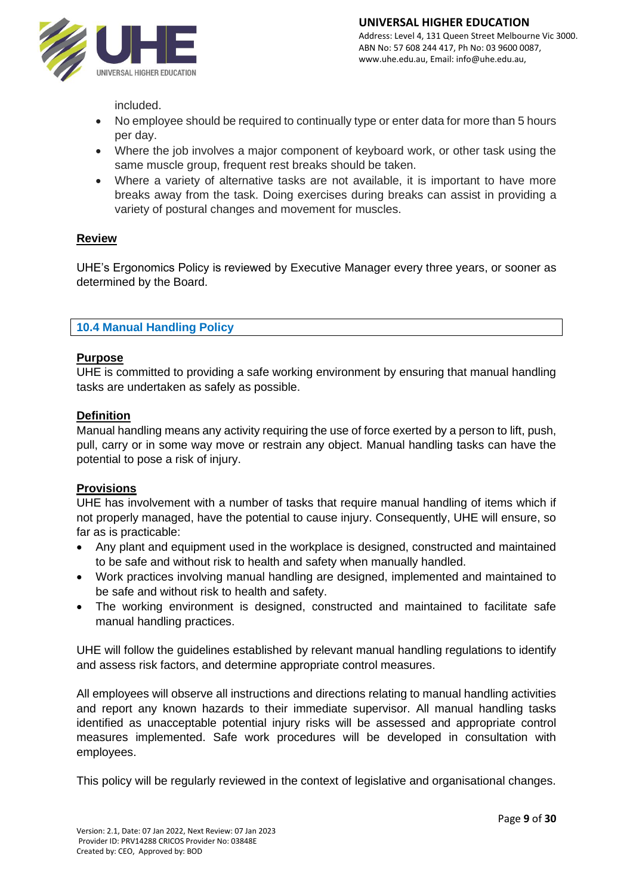included.

- No employee should be required to continually type or enter data for more than 5 hours per day.
- Where the job involves a major component of keyboard work, or other task using the same muscle group, frequent rest breaks should be taken.
- Where a variety of alternative tasks are not available, it is important to have more breaks away from the task. Doing exercises during breaks can assist in providing a variety of postural changes and movement for muscles.

**Review**

UHE's Ergonomics Policy is reviewed by Executive Manager every three years, or sooner as determined by the Board.

## 10.4 Manual Handling Policy

**Purpose**

UHE is committed to providing a safe working environment by ensuring that manual handling tasks are undertaken as safely as possible.

**Definition**

Manual handling means any activity requiring the use of force exerted by a person to lift, push, pull, carry or in some way move or restrain any object. Manual handling tasks can have the potential to pose a risk of injury.

**Provisions**

UHE has involvement with a number of tasks that require manual handling of items which if not properly managed, have the potential to cause injury. Consequently, UHE will ensure, so far as is practicable:

- Any plant and equipment used in the workplace is designed, constructed and maintained to be safe and without risk to health and safety when manually handled.
- Work practices involving manual handling are designed, implemented and maintained to be safe and without risk to health and safety.
- The working environment is designed, constructed and maintained to facilitate safe manual handling practices.

UHE will follow the guidelines established by relevant manual handling regulations to identify and assess risk factors, and determine appropriate control measures.

All employees will observe all instructions and directions relating to manual handling activities and report any known hazards to their immediate supervisor. All manual handling tasks identified as unacceptable potential injury risks will be assessed and appropriate control measures implemented. Safe work procedures will be developed in consultation with employees.

This policy will be regularly reviewed in the context of legislative and organisational changes.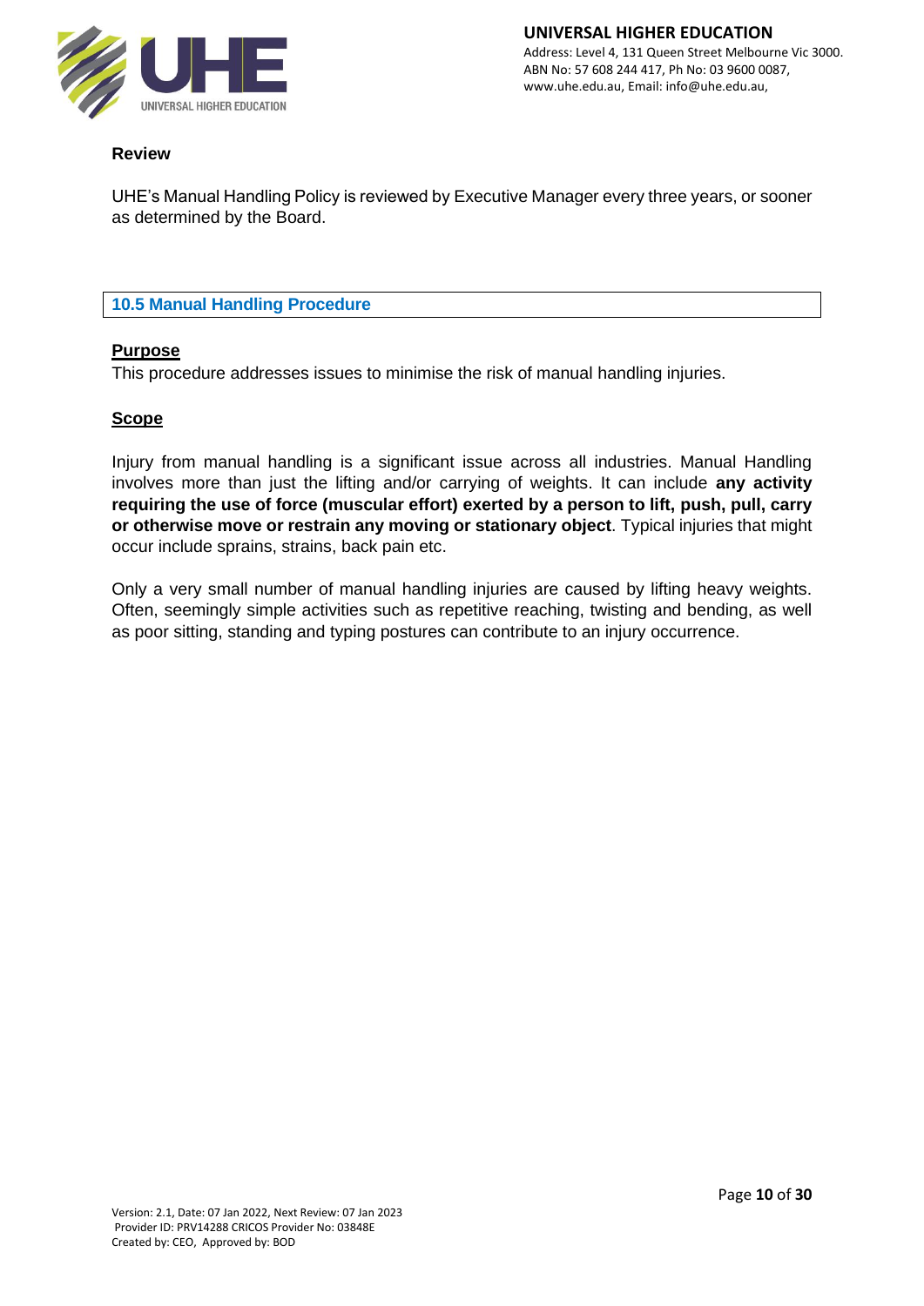### Review

UHE's Manual Handling Policy is reviewed by Executive Manager every three years, or sooner as determined by the Board.

## 10.5 Manual Handling Procedure

### Purpose

This procedure addresses issues to minimise the risk of manual handling injuries.

### Scope

Injury from manual handling is a significant issue across all industries. Manual Handling involves more than just the lifting and/or carrying of weights. It can include **any activity requiring the use of force (muscular effort) exerted by a person to lift, push, pull, carry or otherwise move or restrain any moving or stationary object**. Typical injuries that might occur include sprains, strains, back pain etc.

Only a very small number of manual handling injuries are caused by lifting heavy weights. Often, seemingly simple activities such as repetitive reaching, twisting and bending, as well as poor sitting, standing and typing postures can contribute to an injury occurrence.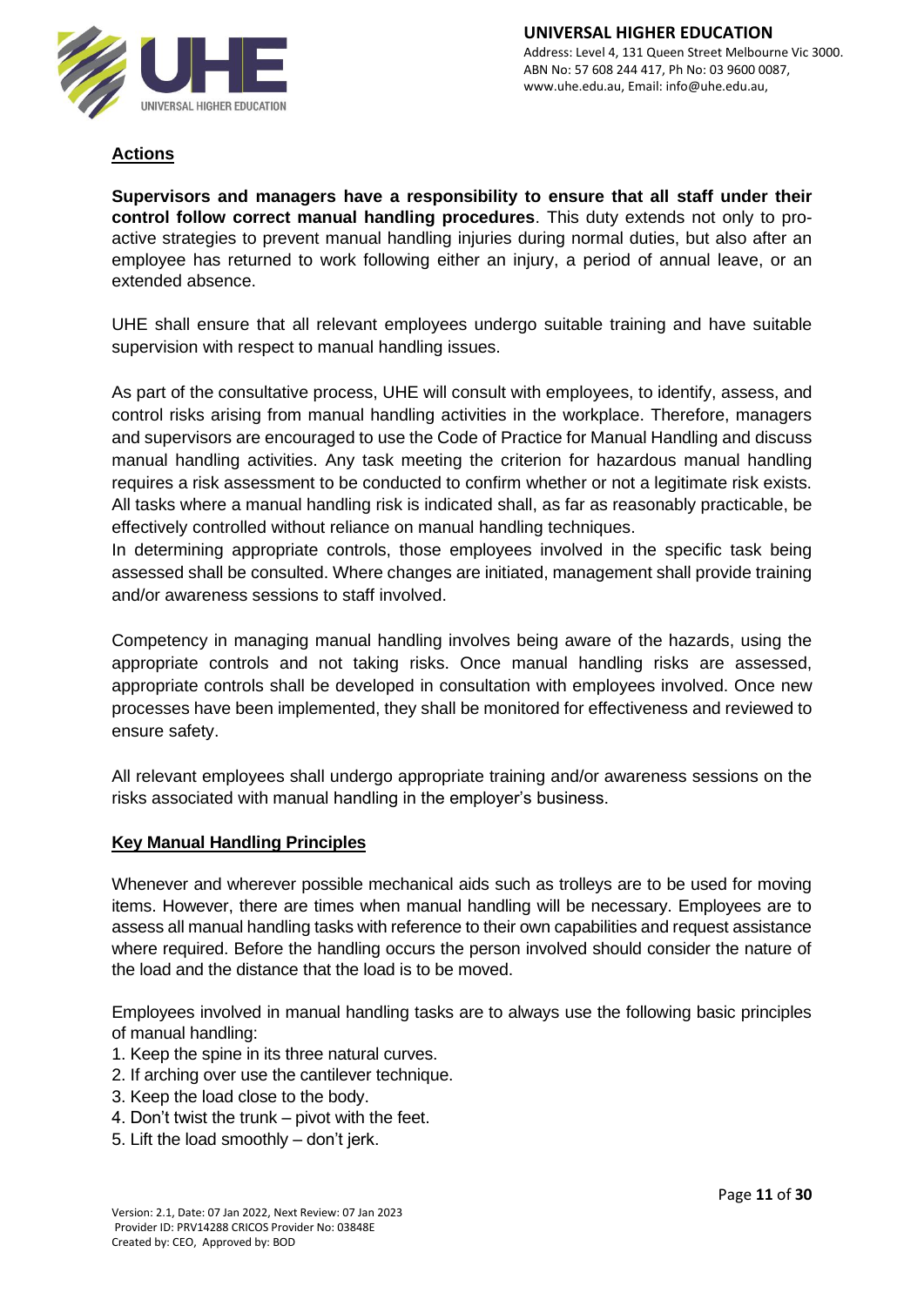## Actions

**Supervisors and managers have a responsibility to ensure that all staff under their control follow correct manual handling procedures**. This duty extends not only to pro-active strategies to prevent manual handling injuries during normal duties, but also after an employee has returned to work following either an injury, a period of annual leave, or an extended absence.

UHE shall ensure that all relevant employees undergo suitable training and have suitable supervision with respect to manual handling issues.

As part of the consultative process, UHE will consult with employees, to identify, assess, and control risks arising from manual handling activities in the workplace. Therefore, managers and supervisors are encouraged to use the Code of Practice for Manual Handling and discuss manual handling activities. Any task meeting the criterion for hazardous manual handling requires a risk assessment to be conducted to confirm whether or not a legitimate risk exists. All tasks where a manual handling risk is indicated shall, as far as reasonably practicable, be effectively controlled without reliance on manual handling techniques.

In determining appropriate controls, those employees involved in the specific task being assessed shall be consulted. Where changes are initiated, management shall provide training and/or awareness sessions to staff involved.

Competency in managing manual handling involves being aware of the hazards, using the appropriate controls and not taking risks. Once manual handling risks are assessed, appropriate controls shall be developed in consultation with employees involved. Once new processes have been implemented, they shall be monitored for effectiveness and reviewed to ensure safety.

All relevant employees shall undergo appropriate training and/or awareness sessions on the risks associated with manual handling in the employer's business.

## Key Manual Handling Principles

Whenever and wherever possible mechanical aids such as trolleys are to be used for moving items. However, there are times when manual handling will be necessary. Employees are to assess all manual handling tasks with reference to their own capabilities and request assistance where required. Before the handling occurs the person involved should consider the nature of the load and the distance that the load is to be moved.

Employees involved in manual handling tasks are to always use the following basic principles of manual handling:

1. Keep the spine in its three natural curves.
2. If arching over use the cantilever technique.
3. Keep the load close to the body.
4. Don't twist the trunk – pivot with the feet.
5. Lift the load smoothly – don't jerk.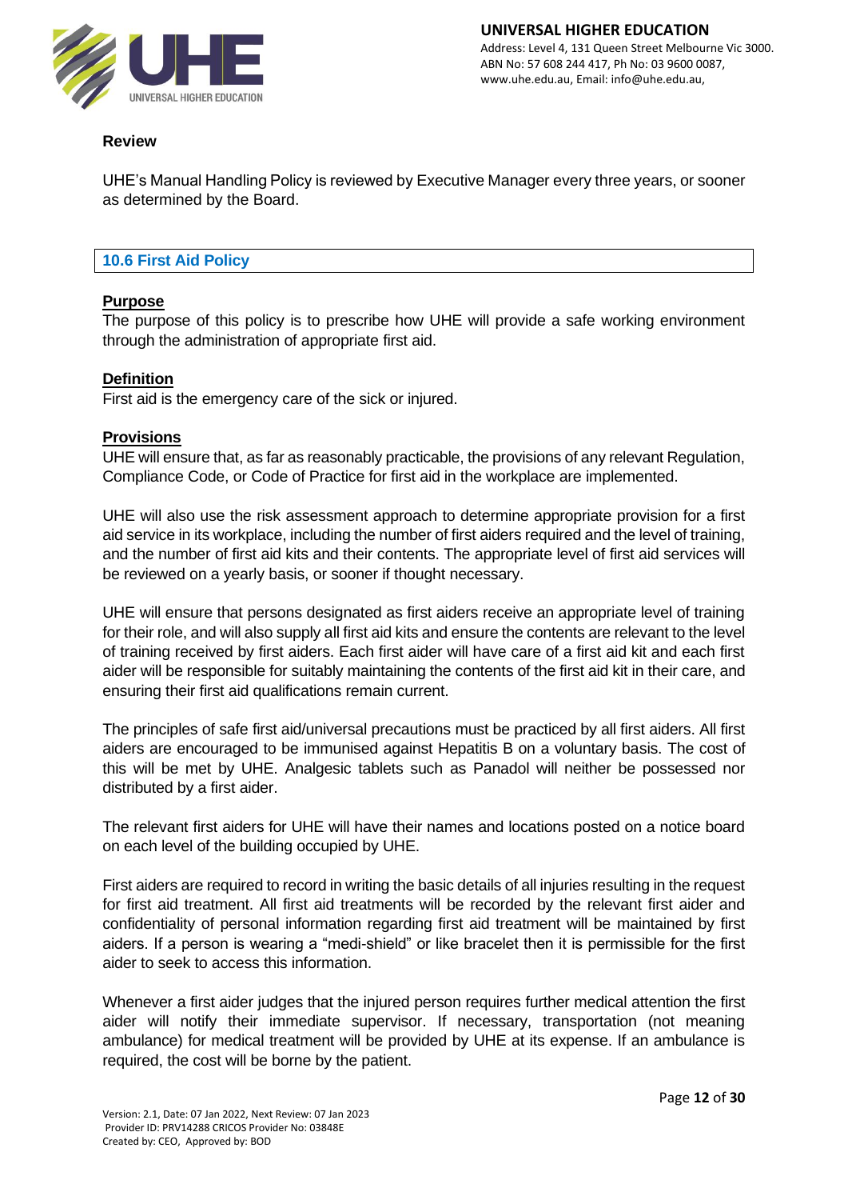**Review**

UHE's Manual Handling Policy is reviewed by Executive Manager every three years, or sooner as determined by the Board.

## 10.6 First Aid Policy

**Purpose**

The purpose of this policy is to prescribe how UHE will provide a safe working environment through the administration of appropriate first aid.

**Definition**

First aid is the emergency care of the sick or injured.

**Provisions**

UHE will ensure that, as far as reasonably practicable, the provisions of any relevant Regulation, Compliance Code, or Code of Practice for first aid in the workplace are implemented.

UHE will also use the risk assessment approach to determine appropriate provision for a first aid service in its workplace, including the number of first aiders required and the level of training, and the number of first aid kits and their contents. The appropriate level of first aid services will be reviewed on a yearly basis, or sooner if thought necessary.

UHE will ensure that persons designated as first aiders receive an appropriate level of training for their role, and will also supply all first aid kits and ensure the contents are relevant to the level of training received by first aiders. Each first aider will have care of a first aid kit and each first aider will be responsible for suitably maintaining the contents of the first aid kit in their care, and ensuring their first aid qualifications remain current.

The principles of safe first aid/universal precautions must be practiced by all first aiders. All first aiders are encouraged to be immunised against Hepatitis B on a voluntary basis. The cost of this will be met by UHE. Analgesic tablets such as Panadol will neither be possessed nor distributed by a first aider.

The relevant first aiders for UHE will have their names and locations posted on a notice board on each level of the building occupied by UHE.

First aiders are required to record in writing the basic details of all injuries resulting in the request for first aid treatment. All first aid treatments will be recorded by the relevant first aider and confidentiality of personal information regarding first aid treatment will be maintained by first aiders. If a person is wearing a "medi-shield" or like bracelet then it is permissible for the first aider to seek to access this information.

Whenever a first aider judges that the injured person requires further medical attention the first aider will notify their immediate supervisor. If necessary, transportation (not meaning ambulance) for medical treatment will be provided by UHE at its expense. If an ambulance is required, the cost will be borne by the patient.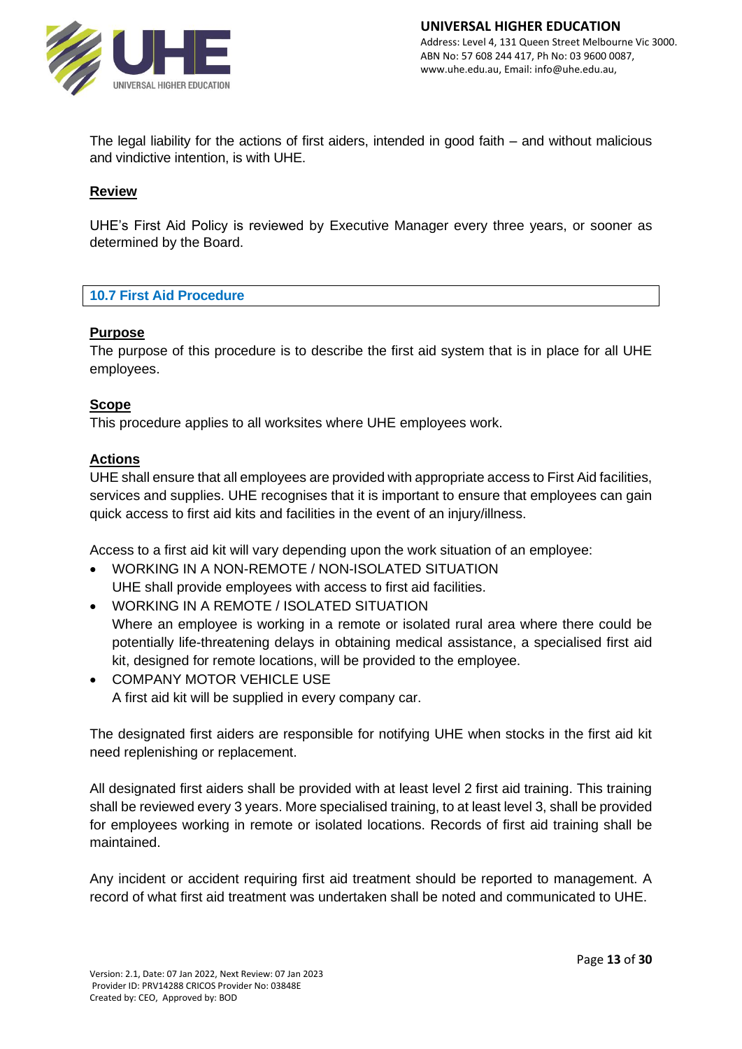The legal liability for the actions of first aiders, intended in good faith – and without malicious and vindictive intention, is with UHE.

**Review**

UHE's First Aid Policy is reviewed by Executive Manager every three years, or sooner as determined by the Board.

## 10.7 First Aid Procedure

**Purpose**

The purpose of this procedure is to describe the first aid system that is in place for all UHE employees.

**Scope**

This procedure applies to all worksites where UHE employees work.

**Actions**

UHE shall ensure that all employees are provided with appropriate access to First Aid facilities, services and supplies. UHE recognises that it is important to ensure that employees can gain quick access to first aid kits and facilities in the event of an injury/illness.

Access to a first aid kit will vary depending upon the work situation of an employee:

- WORKING IN A NON-REMOTE / NON-ISOLATED SITUATION
  UHE shall provide employees with access to first aid facilities.
- WORKING IN A REMOTE / ISOLATED SITUATION
  Where an employee is working in a remote or isolated rural area where there could be potentially life-threatening delays in obtaining medical assistance, a specialised first aid kit, designed for remote locations, will be provided to the employee.
- COMPANY MOTOR VEHICLE USE
  A first aid kit will be supplied in every company car.

The designated first aiders are responsible for notifying UHE when stocks in the first aid kit need replenishing or replacement.

All designated first aiders shall be provided with at least level 2 first aid training. This training shall be reviewed every 3 years. More specialised training, to at least level 3, shall be provided for employees working in remote or isolated locations. Records of first aid training shall be maintained.

Any incident or accident requiring first aid treatment should be reported to management. A record of what first aid treatment was undertaken shall be noted and communicated to UHE.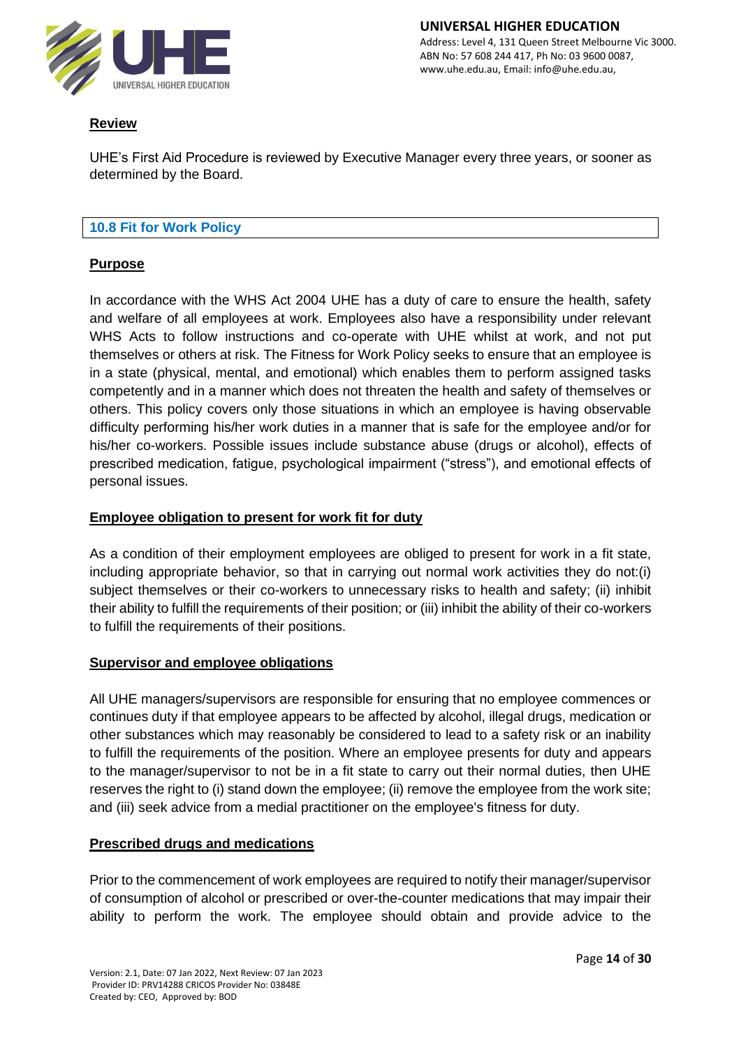## Review

UHE's First Aid Procedure is reviewed by Executive Manager every three years, or sooner as determined by the Board.

## 10.8 Fit for Work Policy

### Purpose

In accordance with the WHS Act 2004 UHE has a duty of care to ensure the health, safety and welfare of all employees at work. Employees also have a responsibility under relevant WHS Acts to follow instructions and co-operate with UHE whilst at work, and not put themselves or others at risk. The Fitness for Work Policy seeks to ensure that an employee is in a state (physical, mental, and emotional) which enables them to perform assigned tasks competently and in a manner which does not threaten the health and safety of themselves or others. This policy covers only those situations in which an employee is having observable difficulty performing his/her work duties in a manner that is safe for the employee and/or for his/her co-workers. Possible issues include substance abuse (drugs or alcohol), effects of prescribed medication, fatigue, psychological impairment ("stress"), and emotional effects of personal issues.

### Employee obligation to present for work fit for duty

As a condition of their employment employees are obliged to present for work in a fit state, including appropriate behavior, so that in carrying out normal work activities they do not:(i) subject themselves or their co-workers to unnecessary risks to health and safety; (ii) inhibit their ability to fulfill the requirements of their position; or (iii) inhibit the ability of their co-workers to fulfill the requirements of their positions.

### Supervisor and employee obligations

All UHE managers/supervisors are responsible for ensuring that no employee commences or continues duty if that employee appears to be affected by alcohol, illegal drugs, medication or other substances which may reasonably be considered to lead to a safety risk or an inability to fulfill the requirements of the position. Where an employee presents for duty and appears to the manager/supervisor to not be in a fit state to carry out their normal duties, then UHE reserves the right to (i) stand down the employee; (ii) remove the employee from the work site; and (iii) seek advice from a medial practitioner on the employee's fitness for duty.

### Prescribed drugs and medications

Prior to the commencement of work employees are required to notify their manager/supervisor of consumption of alcohol or prescribed or over-the-counter medications that may impair their ability to perform the work. The employee should obtain and provide advice to the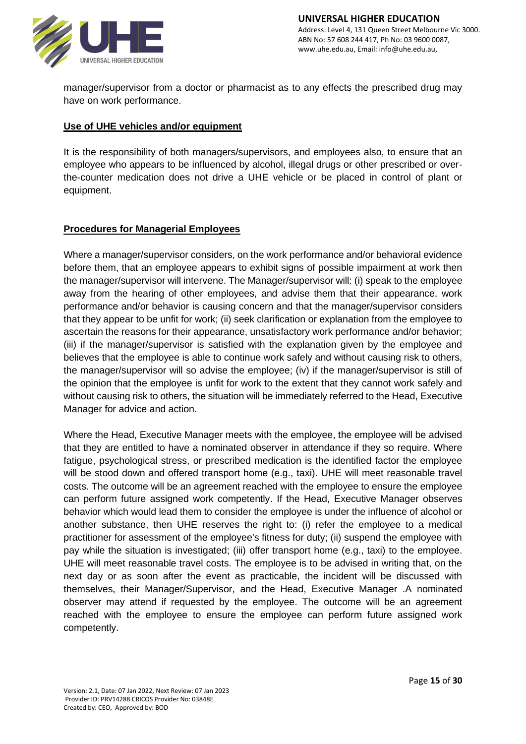manager/supervisor from a doctor or pharmacist as to any effects the prescribed drug may have on work performance.

**Use of UHE vehicles and/or equipment**

It is the responsibility of both managers/supervisors, and employees also, to ensure that an employee who appears to be influenced by alcohol, illegal drugs or other prescribed or over-the-counter medication does not drive a UHE vehicle or be placed in control of plant or equipment.

**Procedures for Managerial Employees**

Where a manager/supervisor considers, on the work performance and/or behavioral evidence before them, that an employee appears to exhibit signs of possible impairment at work then the manager/supervisor will intervene. The Manager/supervisor will: (i) speak to the employee away from the hearing of other employees, and advise them that their appearance, work performance and/or behavior is causing concern and that the manager/supervisor considers that they appear to be unfit for work; (ii) seek clarification or explanation from the employee to ascertain the reasons for their appearance, unsatisfactory work performance and/or behavior; (iii) if the manager/supervisor is satisfied with the explanation given by the employee and believes that the employee is able to continue work safely and without causing risk to others, the manager/supervisor will so advise the employee; (iv) if the manager/supervisor is still of the opinion that the employee is unfit for work to the extent that they cannot work safely and without causing risk to others, the situation will be immediately referred to the Head, Executive Manager for advice and action.

Where the Head, Executive Manager meets with the employee, the employee will be advised that they are entitled to have a nominated observer in attendance if they so require. Where fatigue, psychological stress, or prescribed medication is the identified factor the employee will be stood down and offered transport home (e.g., taxi). UHE will meet reasonable travel costs. The outcome will be an agreement reached with the employee to ensure the employee can perform future assigned work competently. If the Head, Executive Manager observes behavior which would lead them to consider the employee is under the influence of alcohol or another substance, then UHE reserves the right to: (i) refer the employee to a medical practitioner for assessment of the employee's fitness for duty; (ii) suspend the employee with pay while the situation is investigated; (iii) offer transport home (e.g., taxi) to the employee. UHE will meet reasonable travel costs. The employee is to be advised in writing that, on the next day or as soon after the event as practicable, the incident will be discussed with themselves, their Manager/Supervisor, and the Head, Executive Manager .A nominated observer may attend if requested by the employee. The outcome will be an agreement reached with the employee to ensure the employee can perform future assigned work competently.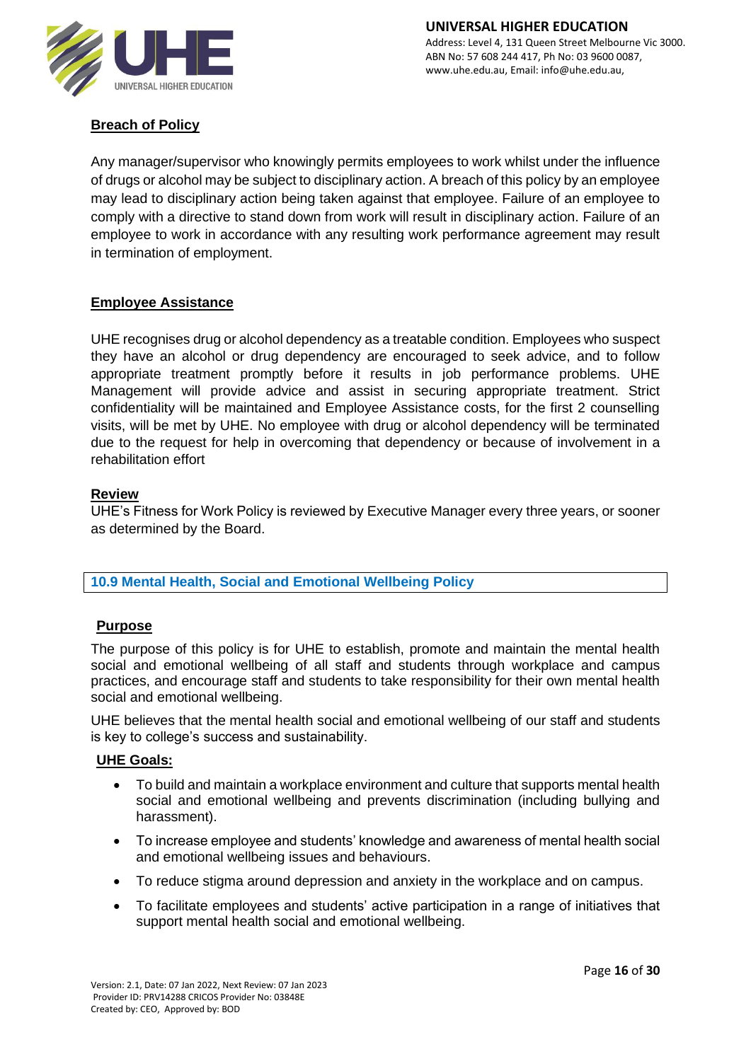## Breach of Policy

Any manager/supervisor who knowingly permits employees to work whilst under the influence of drugs or alcohol may be subject to disciplinary action. A breach of this policy by an employee may lead to disciplinary action being taken against that employee. Failure of an employee to comply with a directive to stand down from work will result in disciplinary action. Failure of an employee to work in accordance with any resulting work performance agreement may result in termination of employment.

## Employee Assistance

UHE recognises drug or alcohol dependency as a treatable condition. Employees who suspect they have an alcohol or drug dependency are encouraged to seek advice, and to follow appropriate treatment promptly before it results in job performance problems. UHE Management will provide advice and assist in securing appropriate treatment. Strict confidentiality will be maintained and Employee Assistance costs, for the first 2 counselling visits, will be met by UHE. No employee with drug or alcohol dependency will be terminated due to the request for help in overcoming that dependency or because of involvement in a rehabilitation effort

## Review

UHE's Fitness for Work Policy is reviewed by Executive Manager every three years, or sooner as determined by the Board.

# 10.9 Mental Health, Social and Emotional Wellbeing Policy

## Purpose

The purpose of this policy is for UHE to establish, promote and maintain the mental health social and emotional wellbeing of all staff and students through workplace and campus practices, and encourage staff and students to take responsibility for their own mental health social and emotional wellbeing.

UHE believes that the mental health social and emotional wellbeing of our staff and students is key to college's success and sustainability.

## UHE Goals:

- To build and maintain a workplace environment and culture that supports mental health social and emotional wellbeing and prevents discrimination (including bullying and harassment).
- To increase employee and students' knowledge and awareness of mental health social and emotional wellbeing issues and behaviours.
- To reduce stigma around depression and anxiety in the workplace and on campus.
- To facilitate employees and students' active participation in a range of initiatives that support mental health social and emotional wellbeing.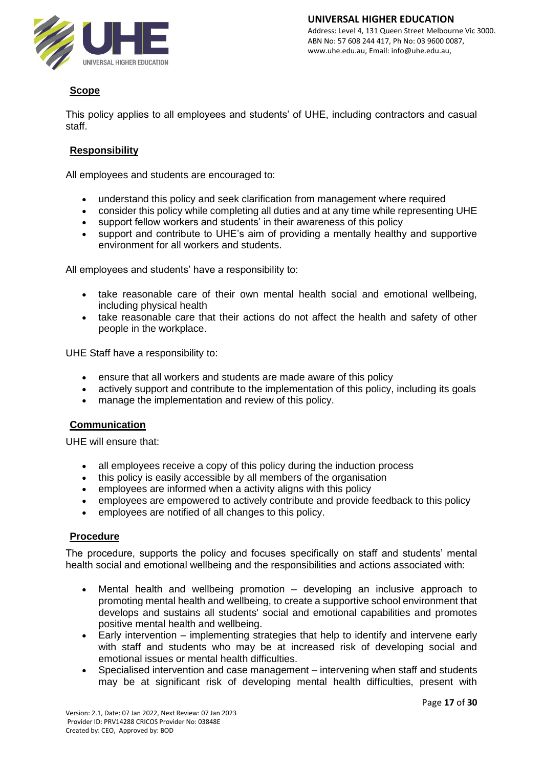## Scope

This policy applies to all employees and students' of UHE, including contractors and casual staff.

## Responsibility

All employees and students are encouraged to:

- understand this policy and seek clarification from management where required
- consider this policy while completing all duties and at any time while representing UHE
- support fellow workers and students' in their awareness of this policy
- support and contribute to UHE's aim of providing a mentally healthy and supportive environment for all workers and students.

All employees and students' have a responsibility to:

- take reasonable care of their own mental health social and emotional wellbeing, including physical health
- take reasonable care that their actions do not affect the health and safety of other people in the workplace.

UHE Staff have a responsibility to:

- ensure that all workers and students are made aware of this policy
- actively support and contribute to the implementation of this policy, including its goals
- manage the implementation and review of this policy.

## Communication

UHE will ensure that:

- all employees receive a copy of this policy during the induction process
- this policy is easily accessible by all members of the organisation
- employees are informed when a activity aligns with this policy
- employees are empowered to actively contribute and provide feedback to this policy
- employees are notified of all changes to this policy.

## Procedure

The procedure, supports the policy and focuses specifically on staff and students' mental health social and emotional wellbeing and the responsibilities and actions associated with:

- Mental health and wellbeing promotion – developing an inclusive approach to promoting mental health and wellbeing, to create a supportive school environment that develops and sustains all students' social and emotional capabilities and promotes positive mental health and wellbeing.
- Early intervention – implementing strategies that help to identify and intervene early with staff and students who may be at increased risk of developing social and emotional issues or mental health difficulties.
- Specialised intervention and case management – intervening when staff and students may be at significant risk of developing mental health difficulties, present with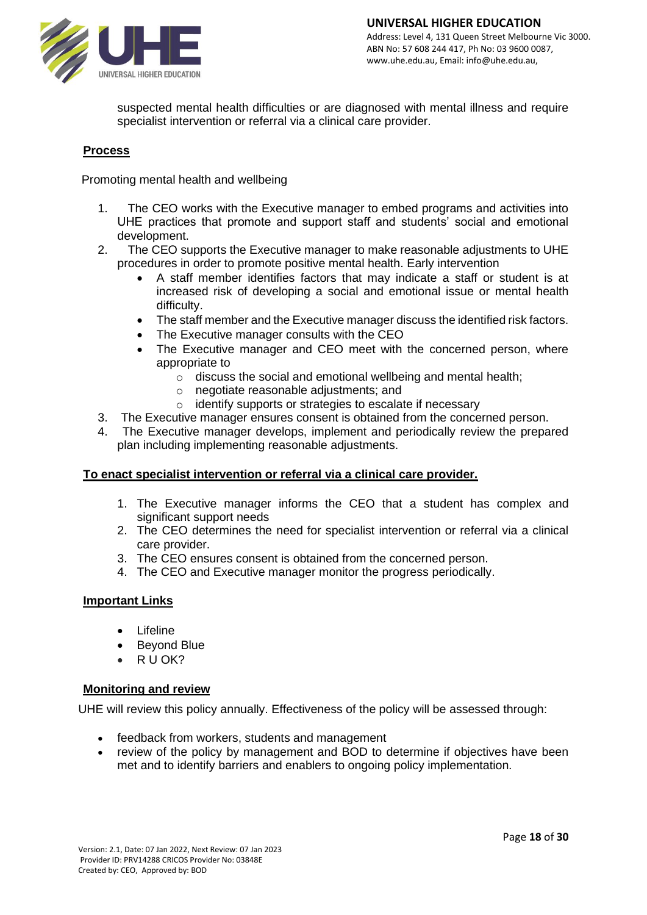suspected mental health difficulties or are diagnosed with mental illness and require specialist intervention or referral via a clinical care provider.

**Process**

Promoting mental health and wellbeing

1. The CEO works with the Executive manager to embed programs and activities into UHE practices that promote and support staff and students' social and emotional development.
2. The CEO supports the Executive manager to make reasonable adjustments to UHE procedures in order to promote positive mental health. Early intervention
   - A staff member identifies factors that may indicate a staff or student is at increased risk of developing a social and emotional issue or mental health difficulty.
   - The staff member and the Executive manager discuss the identified risk factors.
   - The Executive manager consults with the CEO
   - The Executive manager and CEO meet with the concerned person, where appropriate to
     - discuss the social and emotional wellbeing and mental health;
     - negotiate reasonable adjustments; and
     - identify supports or strategies to escalate if necessary
3. The Executive manager ensures consent is obtained from the concerned person.
4. The Executive manager develops, implement and periodically review the prepared plan including implementing reasonable adjustments.

**To enact specialist intervention or referral via a clinical care provider.**

1. The Executive manager informs the CEO that a student has complex and significant support needs
2. The CEO determines the need for specialist intervention or referral via a clinical care provider.
3. The CEO ensures consent is obtained from the concerned person.
4. The CEO and Executive manager monitor the progress periodically.

**Important Links**

- Lifeline
- Beyond Blue
- R U OK?

**Monitoring and review**

UHE will review this policy annually. Effectiveness of the policy will be assessed through:

- feedback from workers, students and management
- review of the policy by management and BOD to determine if objectives have been met and to identify barriers and enablers to ongoing policy implementation.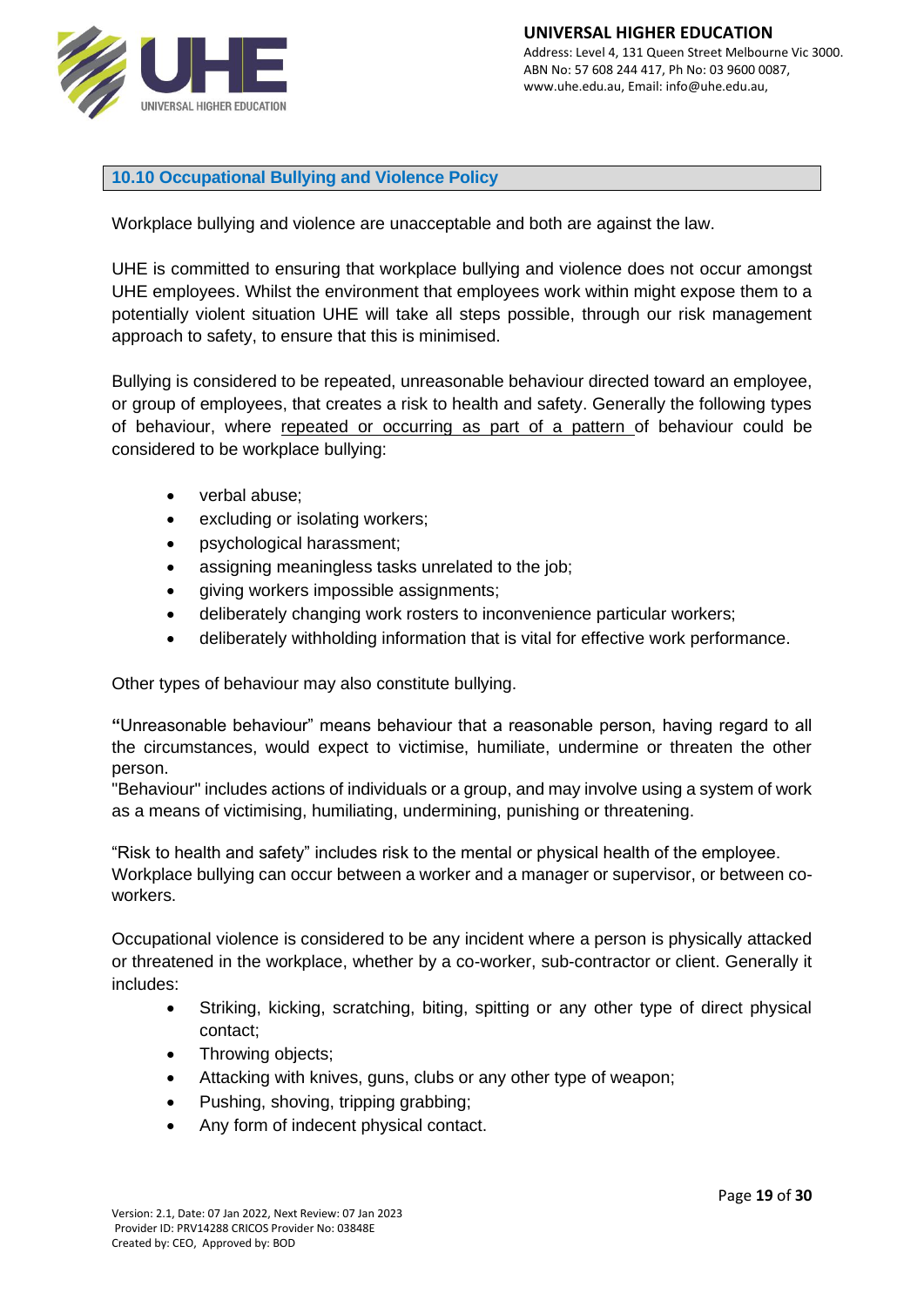## 10.10 Occupational Bullying and Violence Policy

Workplace bullying and violence are unacceptable and both are against the law.

UHE is committed to ensuring that workplace bullying and violence does not occur amongst UHE employees. Whilst the environment that employees work within might expose them to a potentially violent situation UHE will take all steps possible, through our risk management approach to safety, to ensure that this is minimised.

Bullying is considered to be repeated, unreasonable behaviour directed toward an employee, or group of employees, that creates a risk to health and safety. Generally the following types of behaviour, where repeated or occurring as part of a pattern of behaviour could be considered to be workplace bullying:

- verbal abuse;
- excluding or isolating workers;
- psychological harassment;
- assigning meaningless tasks unrelated to the job;
- giving workers impossible assignments;
- deliberately changing work rosters to inconvenience particular workers;
- deliberately withholding information that is vital for effective work performance.

Other types of behaviour may also constitute bullying.

"Unreasonable behaviour" means behaviour that a reasonable person, having regard to all the circumstances, would expect to victimise, humiliate, undermine or threaten the other person.

"Behaviour" includes actions of individuals or a group, and may involve using a system of work as a means of victimising, humiliating, undermining, punishing or threatening.

"Risk to health and safety" includes risk to the mental or physical health of the employee. Workplace bullying can occur between a worker and a manager or supervisor, or between co-workers.

Occupational violence is considered to be any incident where a person is physically attacked or threatened in the workplace, whether by a co-worker, sub-contractor or client. Generally it includes:

- Striking, kicking, scratching, biting, spitting or any other type of direct physical contact;
- Throwing objects;
- Attacking with knives, guns, clubs or any other type of weapon;
- Pushing, shoving, tripping grabbing;
- Any form of indecent physical contact.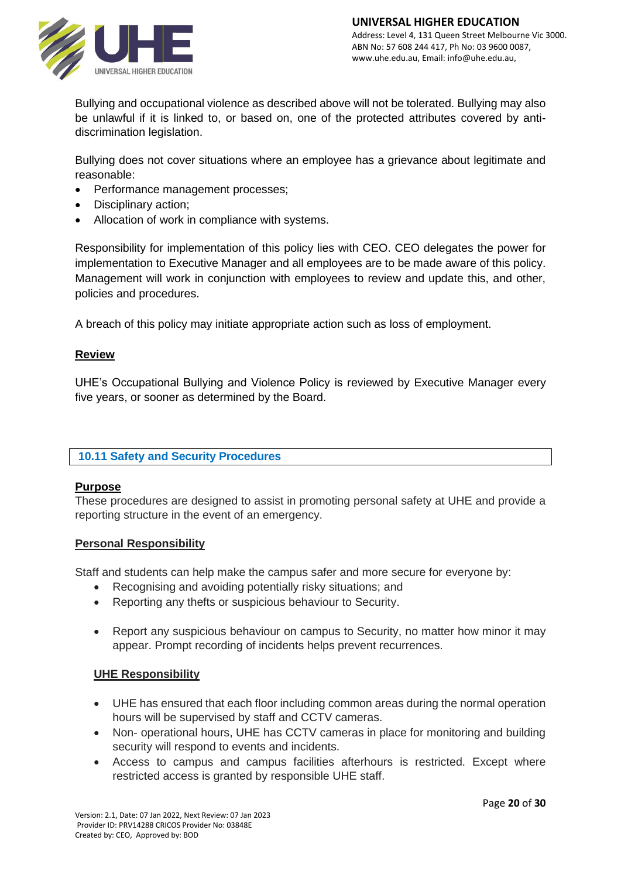Bullying and occupational violence as described above will not be tolerated. Bullying may also be unlawful if it is linked to, or based on, one of the protected attributes covered by anti-discrimination legislation.

Bullying does not cover situations where an employee has a grievance about legitimate and reasonable:

- Performance management processes;
- Disciplinary action;
- Allocation of work in compliance with systems.

Responsibility for implementation of this policy lies with CEO. CEO delegates the power for implementation to Executive Manager and all employees are to be made aware of this policy. Management will work in conjunction with employees to review and update this, and other, policies and procedures.

A breach of this policy may initiate appropriate action such as loss of employment.

**Review**

UHE's Occupational Bullying and Violence Policy is reviewed by Executive Manager every five years, or sooner as determined by the Board.

## 10.11 Safety and Security Procedures

**Purpose**

These procedures are designed to assist in promoting personal safety at UHE and provide a reporting structure in the event of an emergency.

**Personal Responsibility**

Staff and students can help make the campus safer and more secure for everyone by:

- Recognising and avoiding potentially risky situations; and
- Reporting any thefts or suspicious behaviour to Security.

- Report any suspicious behaviour on campus to Security, no matter how minor it may appear. Prompt recording of incidents helps prevent recurrences.

**UHE Responsibility**

- UHE has ensured that each floor including common areas during the normal operation hours will be supervised by staff and CCTV cameras.
- Non- operational hours, UHE has CCTV cameras in place for monitoring and building security will respond to events and incidents.
- Access to campus and campus facilities afterhours is restricted. Except where restricted access is granted by responsible UHE staff.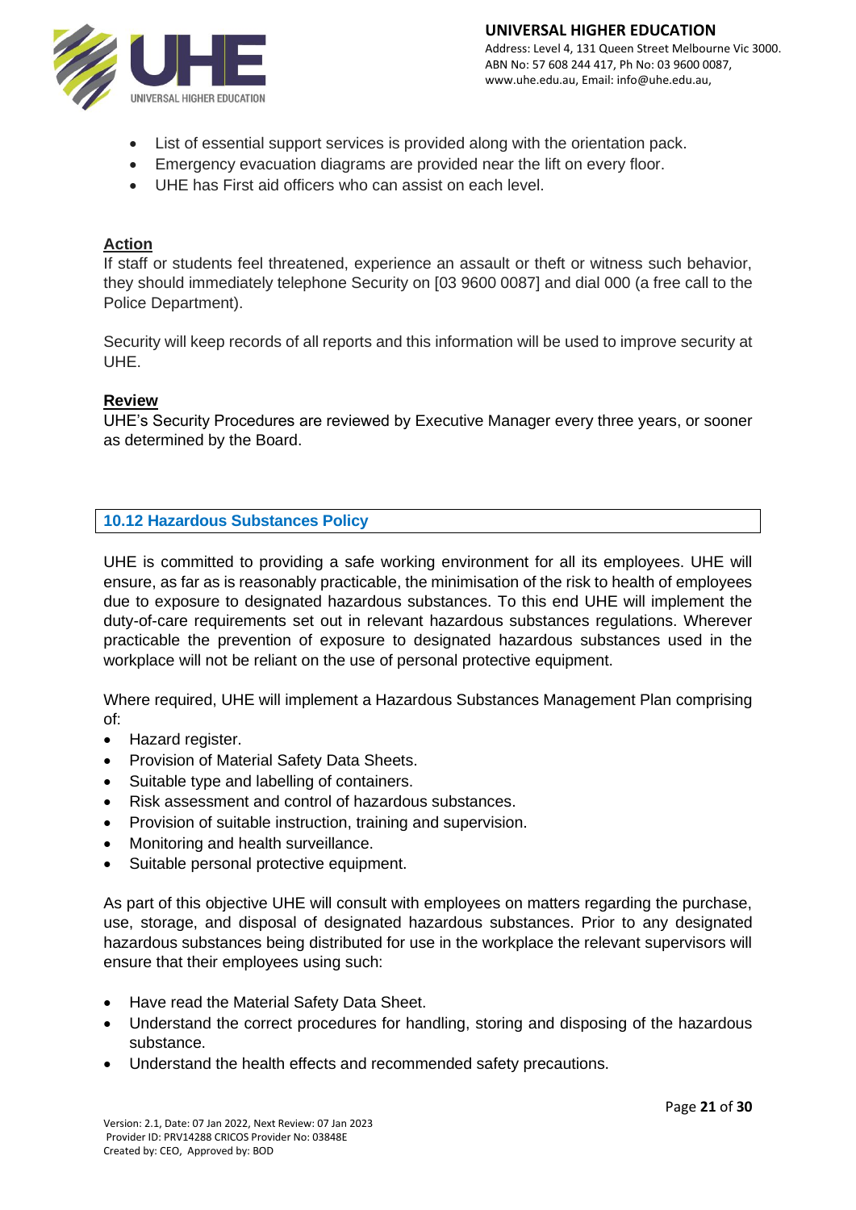- List of essential support services is provided along with the orientation pack.
- Emergency evacuation diagrams are provided near the lift on every floor.
- UHE has First aid officers who can assist on each level.

**Action**

If staff or students feel threatened, experience an assault or theft or witness such behavior, they should immediately telephone Security on [03 9600 0087] and dial 000 (a free call to the Police Department).

Security will keep records of all reports and this information will be used to improve security at UHE.

**Review**

UHE's Security Procedures are reviewed by Executive Manager every three years, or sooner as determined by the Board.

## 10.12 Hazardous Substances Policy

UHE is committed to providing a safe working environment for all its employees. UHE will ensure, as far as is reasonably practicable, the minimisation of the risk to health of employees due to exposure to designated hazardous substances. To this end UHE will implement the duty-of-care requirements set out in relevant hazardous substances regulations. Wherever practicable the prevention of exposure to designated hazardous substances used in the workplace will not be reliant on the use of personal protective equipment.

Where required, UHE will implement a Hazardous Substances Management Plan comprising of:

- Hazard register.
- Provision of Material Safety Data Sheets.
- Suitable type and labelling of containers.
- Risk assessment and control of hazardous substances.
- Provision of suitable instruction, training and supervision.
- Monitoring and health surveillance.
- Suitable personal protective equipment.

As part of this objective UHE will consult with employees on matters regarding the purchase, use, storage, and disposal of designated hazardous substances. Prior to any designated hazardous substances being distributed for use in the workplace the relevant supervisors will ensure that their employees using such:

- Have read the Material Safety Data Sheet.
- Understand the correct procedures for handling, storing and disposing of the hazardous substance.
- Understand the health effects and recommended safety precautions.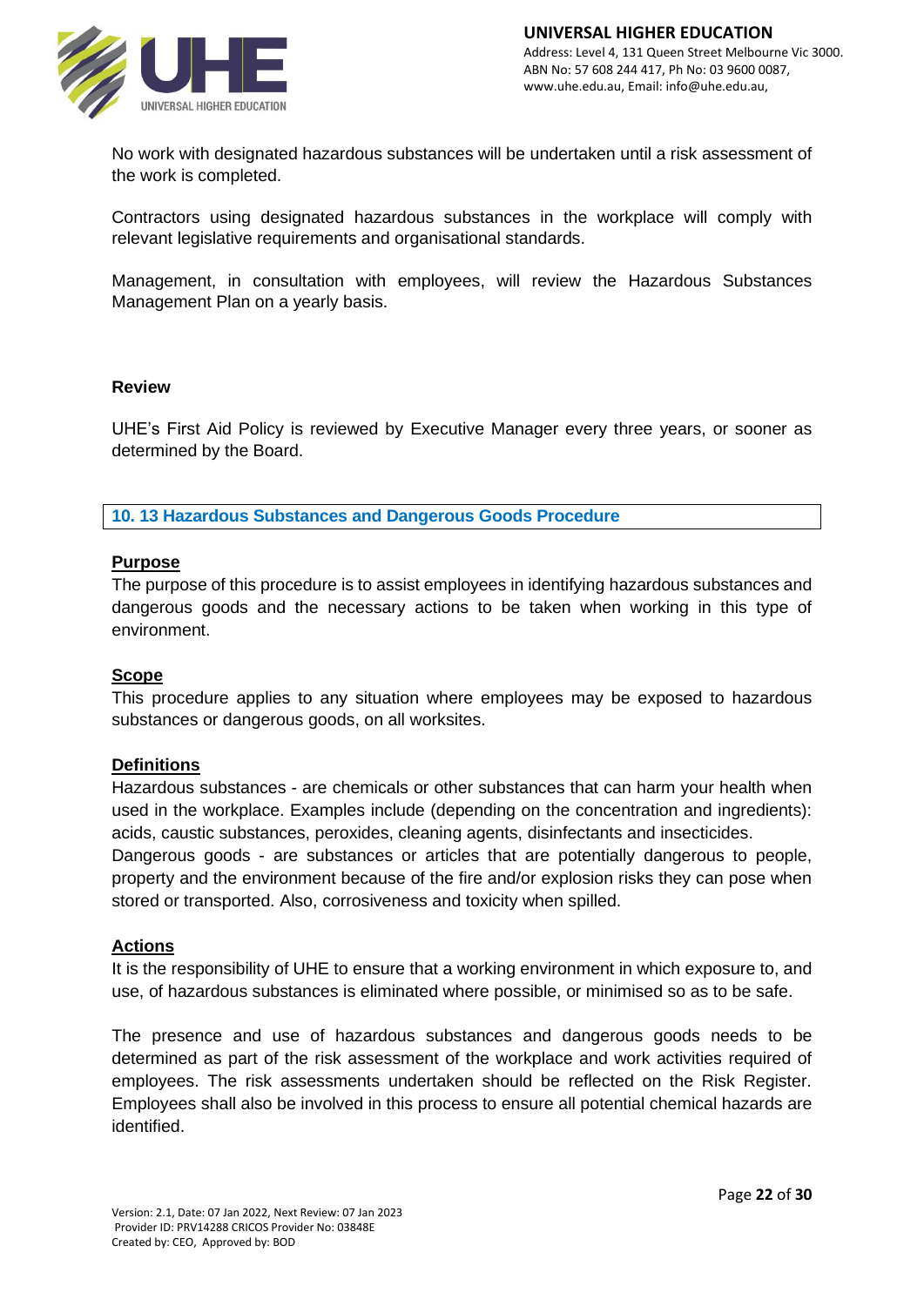No work with designated hazardous substances will be undertaken until a risk assessment of the work is completed.

Contractors using designated hazardous substances in the workplace will comply with relevant legislative requirements and organisational standards.

Management, in consultation with employees, will review the Hazardous Substances Management Plan on a yearly basis.

**Review**

UHE's First Aid Policy is reviewed by Executive Manager every three years, or sooner as determined by the Board.

## 10. 13 Hazardous Substances and Dangerous Goods Procedure

**Purpose**

The purpose of this procedure is to assist employees in identifying hazardous substances and dangerous goods and the necessary actions to be taken when working in this type of environment.

**Scope**

This procedure applies to any situation where employees may be exposed to hazardous substances or dangerous goods, on all worksites.

**Definitions**

Hazardous substances - are chemicals or other substances that can harm your health when used in the workplace. Examples include (depending on the concentration and ingredients): acids, caustic substances, peroxides, cleaning agents, disinfectants and insecticides.

Dangerous goods - are substances or articles that are potentially dangerous to people, property and the environment because of the fire and/or explosion risks they can pose when stored or transported. Also, corrosiveness and toxicity when spilled.

**Actions**

It is the responsibility of UHE to ensure that a working environment in which exposure to, and use, of hazardous substances is eliminated where possible, or minimised so as to be safe.

The presence and use of hazardous substances and dangerous goods needs to be determined as part of the risk assessment of the workplace and work activities required of employees. The risk assessments undertaken should be reflected on the Risk Register. Employees shall also be involved in this process to ensure all potential chemical hazards are identified.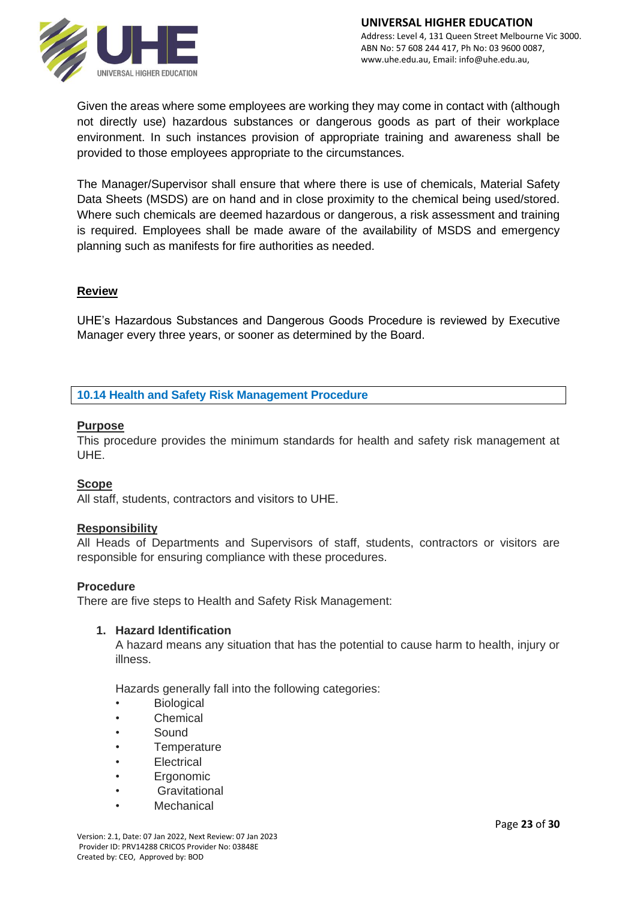Given the areas where some employees are working they may come in contact with (although not directly use) hazardous substances or dangerous goods as part of their workplace environment. In such instances provision of appropriate training and awareness shall be provided to those employees appropriate to the circumstances.

The Manager/Supervisor shall ensure that where there is use of chemicals, Material Safety Data Sheets (MSDS) are on hand and in close proximity to the chemical being used/stored. Where such chemicals are deemed hazardous or dangerous, a risk assessment and training is required. Employees shall be made aware of the availability of MSDS and emergency planning such as manifests for fire authorities as needed.

**Review**

UHE's Hazardous Substances and Dangerous Goods Procedure is reviewed by Executive Manager every three years, or sooner as determined by the Board.

## 10.14 Health and Safety Risk Management Procedure

**Purpose**

This procedure provides the minimum standards for health and safety risk management at UHE.

**Scope**

All staff, students, contractors and visitors to UHE.

**Responsibility**

All Heads of Departments and Supervisors of staff, students, contractors or visitors are responsible for ensuring compliance with these procedures.

**Procedure**

There are five steps to Health and Safety Risk Management:

1. **Hazard Identification**

   A hazard means any situation that has the potential to cause harm to health, injury or illness.

   Hazards generally fall into the following categories:

   - Biological
   - Chemical
   - Sound
   - Temperature
   - Electrical
   - Ergonomic
   - Gravitational
   - Mechanical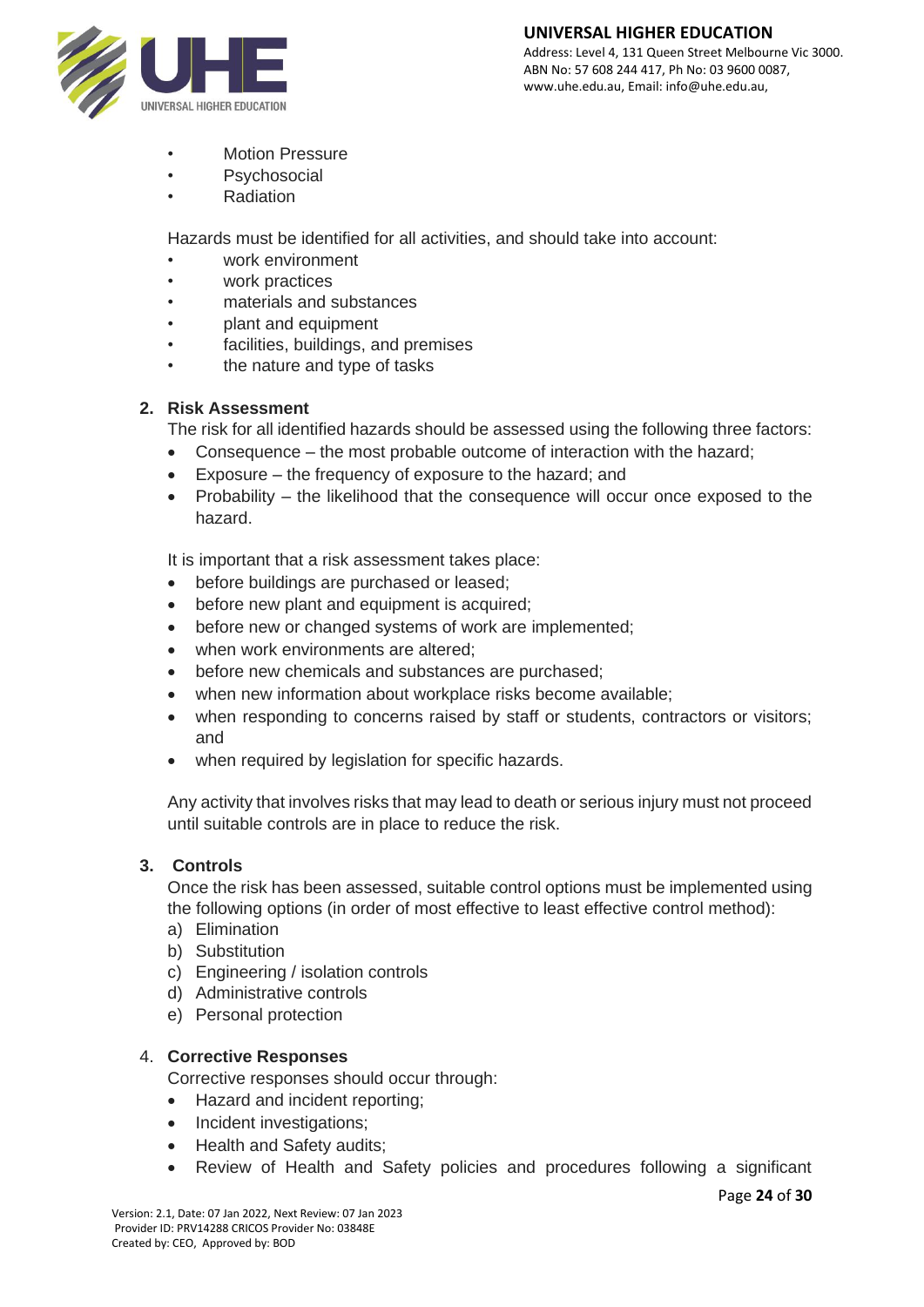- Motion Pressure
- Psychosocial
- Radiation

Hazards must be identified for all activities, and should take into account:

- work environment
- work practices
- materials and substances
- plant and equipment
- facilities, buildings, and premises
- the nature and type of tasks

**2. Risk Assessment**

The risk for all identified hazards should be assessed using the following three factors:

- Consequence – the most probable outcome of interaction with the hazard;
- Exposure – the frequency of exposure to the hazard; and
- Probability – the likelihood that the consequence will occur once exposed to the hazard.

It is important that a risk assessment takes place:

- before buildings are purchased or leased;
- before new plant and equipment is acquired;
- before new or changed systems of work are implemented;
- when work environments are altered;
- before new chemicals and substances are purchased;
- when new information about workplace risks become available;
- when responding to concerns raised by staff or students, contractors or visitors; and
- when required by legislation for specific hazards.

Any activity that involves risks that may lead to death or serious injury must not proceed until suitable controls are in place to reduce the risk.

**3. Controls**

Once the risk has been assessed, suitable control options must be implemented using the following options (in order of most effective to least effective control method):

a) Elimination
b) Substitution
c) Engineering / isolation controls
d) Administrative controls
e) Personal protection

4. **Corrective Responses**

Corrective responses should occur through:

- Hazard and incident reporting;
- Incident investigations;
- Health and Safety audits;
- Review of Health and Safety policies and procedures following a significant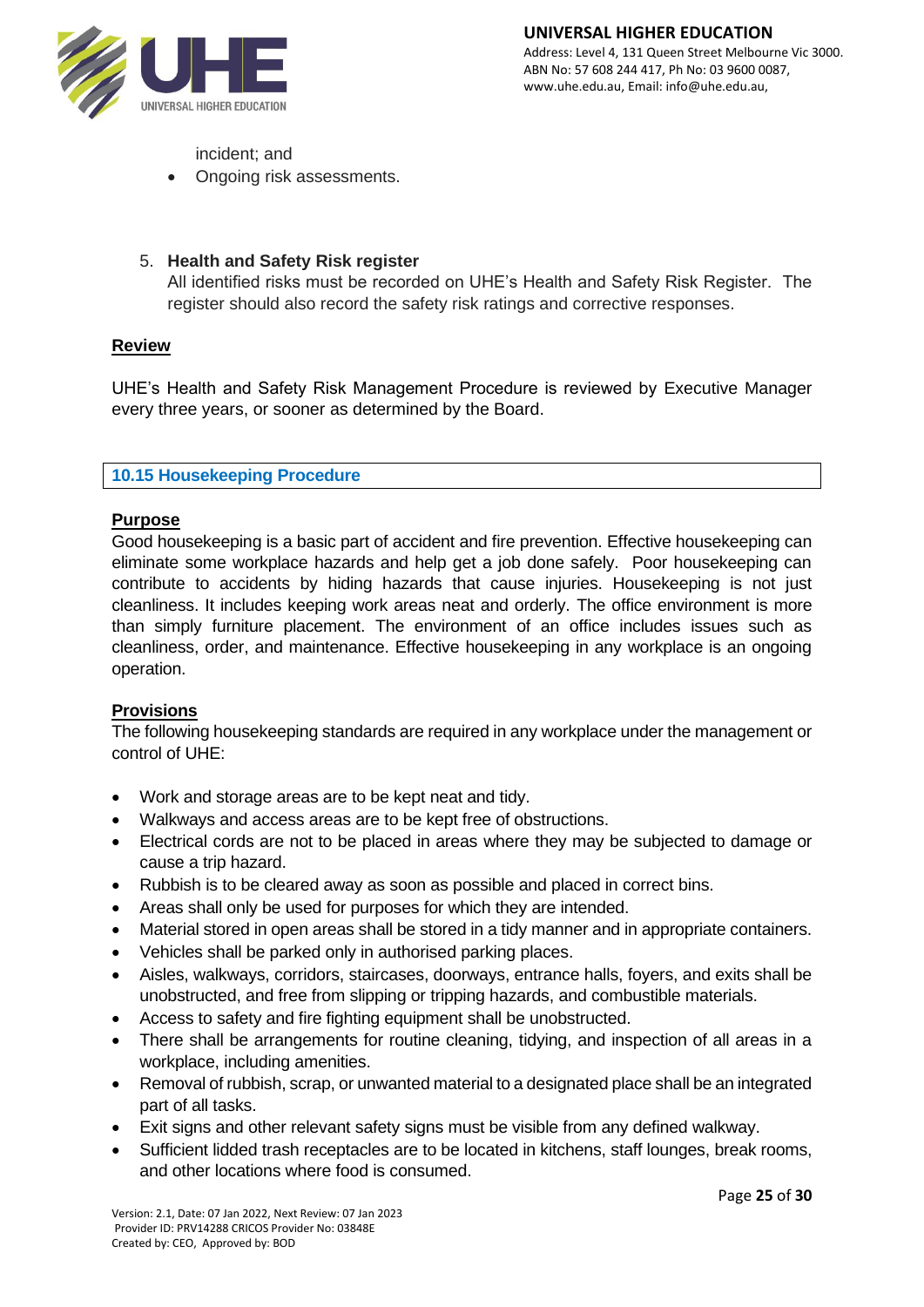incident; and

- Ongoing risk assessments.

5. **Health and Safety Risk register**

   All identified risks must be recorded on UHE's Health and Safety Risk Register. The register should also record the safety risk ratings and corrective responses.

**Review**

UHE's Health and Safety Risk Management Procedure is reviewed by Executive Manager every three years, or sooner as determined by the Board.

## 10.15 Housekeeping Procedure

**Purpose**

Good housekeeping is a basic part of accident and fire prevention. Effective housekeeping can eliminate some workplace hazards and help get a job done safely. Poor housekeeping can contribute to accidents by hiding hazards that cause injuries. Housekeeping is not just cleanliness. It includes keeping work areas neat and orderly. The office environment is more than simply furniture placement. The environment of an office includes issues such as cleanliness, order, and maintenance. Effective housekeeping in any workplace is an ongoing operation.

**Provisions**

The following housekeeping standards are required in any workplace under the management or control of UHE:

- Work and storage areas are to be kept neat and tidy.
- Walkways and access areas are to be kept free of obstructions.
- Electrical cords are not to be placed in areas where they may be subjected to damage or cause a trip hazard.
- Rubbish is to be cleared away as soon as possible and placed in correct bins.
- Areas shall only be used for purposes for which they are intended.
- Material stored in open areas shall be stored in a tidy manner and in appropriate containers.
- Vehicles shall be parked only in authorised parking places.
- Aisles, walkways, corridors, staircases, doorways, entrance halls, foyers, and exits shall be unobstructed, and free from slipping or tripping hazards, and combustible materials.
- Access to safety and fire fighting equipment shall be unobstructed.
- There shall be arrangements for routine cleaning, tidying, and inspection of all areas in a workplace, including amenities.
- Removal of rubbish, scrap, or unwanted material to a designated place shall be an integrated part of all tasks.
- Exit signs and other relevant safety signs must be visible from any defined walkway.
- Sufficient lidded trash receptacles are to be located in kitchens, staff lounges, break rooms, and other locations where food is consumed.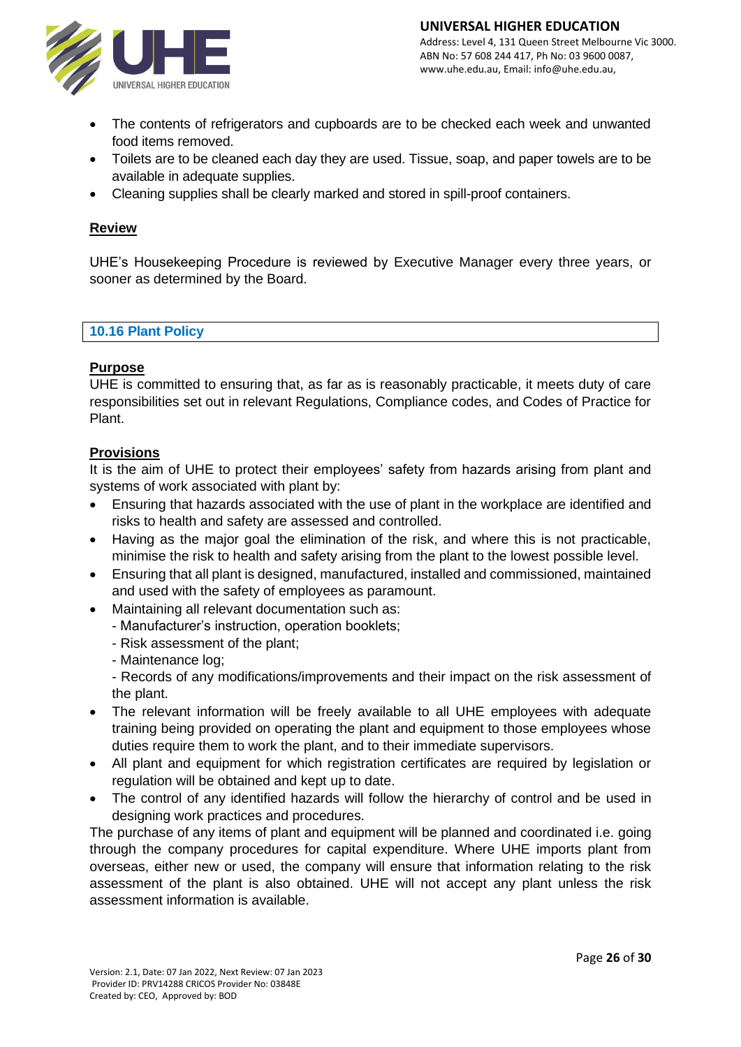- The contents of refrigerators and cupboards are to be checked each week and unwanted food items removed.
- Toilets are to be cleaned each day they are used. Tissue, soap, and paper towels are to be available in adequate supplies.
- Cleaning supplies shall be clearly marked and stored in spill-proof containers.

**Review**

UHE's Housekeeping Procedure is reviewed by Executive Manager every three years, or sooner as determined by the Board.

## 10.16 Plant Policy

**Purpose**

UHE is committed to ensuring that, as far as is reasonably practicable, it meets duty of care responsibilities set out in relevant Regulations, Compliance codes, and Codes of Practice for Plant.

**Provisions**

It is the aim of UHE to protect their employees' safety from hazards arising from plant and systems of work associated with plant by:

- Ensuring that hazards associated with the use of plant in the workplace are identified and risks to health and safety are assessed and controlled.
- Having as the major goal the elimination of the risk, and where this is not practicable, minimise the risk to health and safety arising from the plant to the lowest possible level.
- Ensuring that all plant is designed, manufactured, installed and commissioned, maintained and used with the safety of employees as paramount.
- Maintaining all relevant documentation such as:
  - Manufacturer's instruction, operation booklets;
  - Risk assessment of the plant;
  - Maintenance log;
  - Records of any modifications/improvements and their impact on the risk assessment of the plant.
- The relevant information will be freely available to all UHE employees with adequate training being provided on operating the plant and equipment to those employees whose duties require them to work the plant, and to their immediate supervisors.
- All plant and equipment for which registration certificates are required by legislation or regulation will be obtained and kept up to date.
- The control of any identified hazards will follow the hierarchy of control and be used in designing work practices and procedures.

The purchase of any items of plant and equipment will be planned and coordinated i.e. going through the company procedures for capital expenditure. Where UHE imports plant from overseas, either new or used, the company will ensure that information relating to the risk assessment of the plant is also obtained. UHE will not accept any plant unless the risk assessment information is available.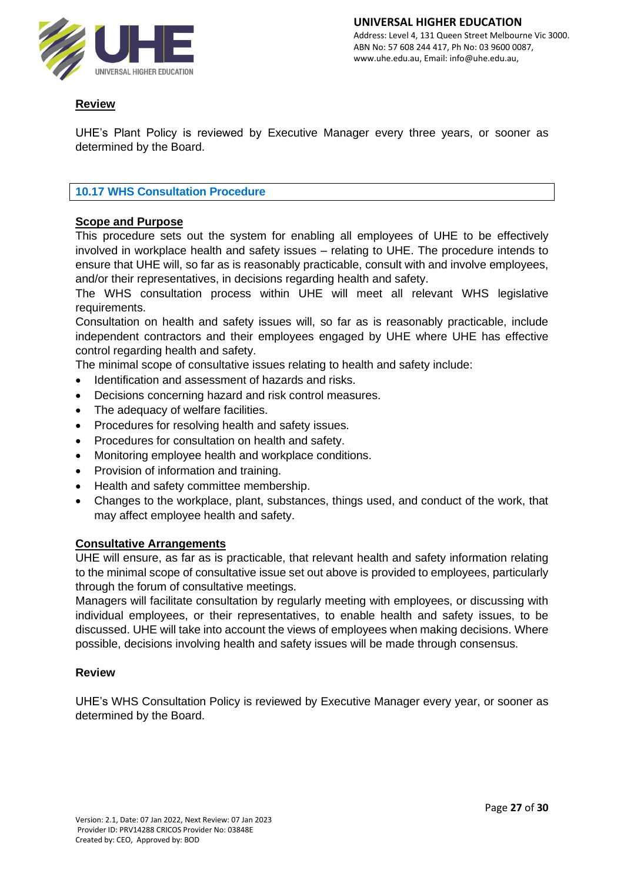**Review**

UHE's Plant Policy is reviewed by Executive Manager every three years, or sooner as determined by the Board.

## 10.17 WHS Consultation Procedure

**Scope and Purpose**

This procedure sets out the system for enabling all employees of UHE to be effectively involved in workplace health and safety issues – relating to UHE. The procedure intends to ensure that UHE will, so far as is reasonably practicable, consult with and involve employees, and/or their representatives, in decisions regarding health and safety.

The WHS consultation process within UHE will meet all relevant WHS legislative requirements.

Consultation on health and safety issues will, so far as is reasonably practicable, include independent contractors and their employees engaged by UHE where UHE has effective control regarding health and safety.

The minimal scope of consultative issues relating to health and safety include:

- Identification and assessment of hazards and risks.
- Decisions concerning hazard and risk control measures.
- The adequacy of welfare facilities.
- Procedures for resolving health and safety issues.
- Procedures for consultation on health and safety.
- Monitoring employee health and workplace conditions.
- Provision of information and training.
- Health and safety committee membership.
- Changes to the workplace, plant, substances, things used, and conduct of the work, that may affect employee health and safety.

**Consultative Arrangements**

UHE will ensure, as far as is practicable, that relevant health and safety information relating to the minimal scope of consultative issue set out above is provided to employees, particularly through the forum of consultative meetings.

Managers will facilitate consultation by regularly meeting with employees, or discussing with individual employees, or their representatives, to enable health and safety issues, to be discussed. UHE will take into account the views of employees when making decisions. Where possible, decisions involving health and safety issues will be made through consensus.

**Review**

UHE's WHS Consultation Policy is reviewed by Executive Manager every year, or sooner as determined by the Board.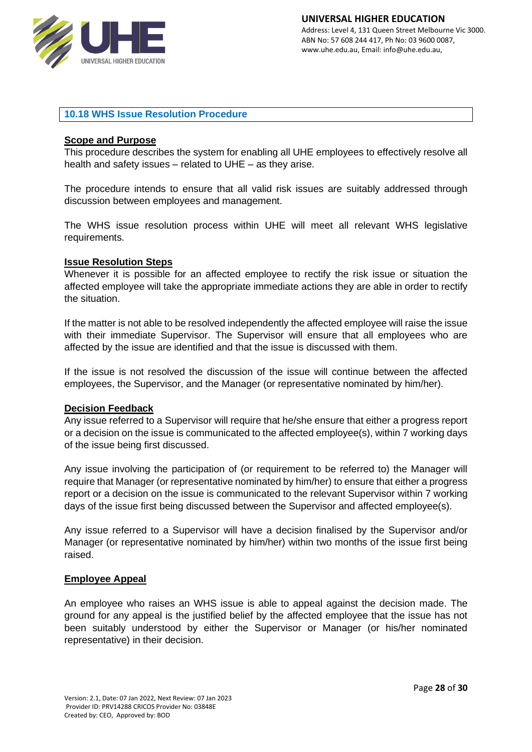## 10.18 WHS Issue Resolution Procedure

### Scope and Purpose

This procedure describes the system for enabling all UHE employees to effectively resolve all health and safety issues – related to UHE – as they arise.

The procedure intends to ensure that all valid risk issues are suitably addressed through discussion between employees and management.

The WHS issue resolution process within UHE will meet all relevant WHS legislative requirements.

### Issue Resolution Steps

Whenever it is possible for an affected employee to rectify the risk issue or situation the affected employee will take the appropriate immediate actions they are able in order to rectify the situation.

If the matter is not able to be resolved independently the affected employee will raise the issue with their immediate Supervisor. The Supervisor will ensure that all employees who are affected by the issue are identified and that the issue is discussed with them.

If the issue is not resolved the discussion of the issue will continue between the affected employees, the Supervisor, and the Manager (or representative nominated by him/her).

### Decision Feedback

Any issue referred to a Supervisor will require that he/she ensure that either a progress report or a decision on the issue is communicated to the affected employee(s), within 7 working days of the issue being first discussed.

Any issue involving the participation of (or requirement to be referred to) the Manager will require that Manager (or representative nominated by him/her) to ensure that either a progress report or a decision on the issue is communicated to the relevant Supervisor within 7 working days of the issue first being discussed between the Supervisor and affected employee(s).

Any issue referred to a Supervisor will have a decision finalised by the Supervisor and/or Manager (or representative nominated by him/her) within two months of the issue first being raised.

### Employee Appeal

An employee who raises an WHS issue is able to appeal against the decision made. The ground for any appeal is the justified belief by the affected employee that the issue has not been suitably understood by either the Supervisor or Manager (or his/her nominated representative) in their decision.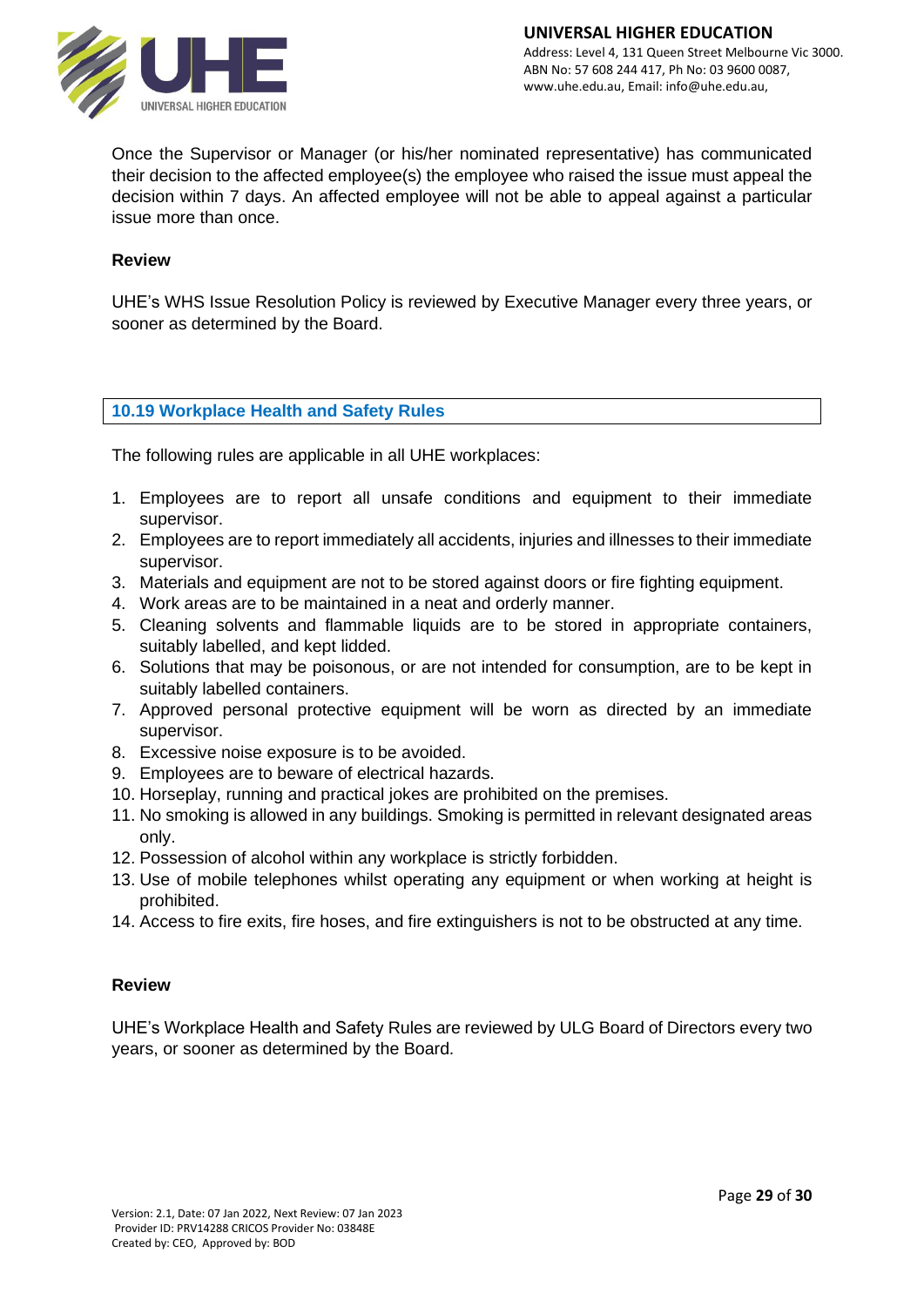Once the Supervisor or Manager (or his/her nominated representative) has communicated their decision to the affected employee(s) the employee who raised the issue must appeal the decision within 7 days. An affected employee will not be able to appeal against a particular issue more than once.

**Review**

UHE's WHS Issue Resolution Policy is reviewed by Executive Manager every three years, or sooner as determined by the Board.

## 10.19 Workplace Health and Safety Rules

The following rules are applicable in all UHE workplaces:

1. Employees are to report all unsafe conditions and equipment to their immediate supervisor.
2. Employees are to report immediately all accidents, injuries and illnesses to their immediate supervisor.
3. Materials and equipment are not to be stored against doors or fire fighting equipment.
4. Work areas are to be maintained in a neat and orderly manner.
5. Cleaning solvents and flammable liquids are to be stored in appropriate containers, suitably labelled, and kept lidded.
6. Solutions that may be poisonous, or are not intended for consumption, are to be kept in suitably labelled containers.
7. Approved personal protective equipment will be worn as directed by an immediate supervisor.
8. Excessive noise exposure is to be avoided.
9. Employees are to beware of electrical hazards.
10. Horseplay, running and practical jokes are prohibited on the premises.
11. No smoking is allowed in any buildings. Smoking is permitted in relevant designated areas only.
12. Possession of alcohol within any workplace is strictly forbidden.
13. Use of mobile telephones whilst operating any equipment or when working at height is prohibited.
14. Access to fire exits, fire hoses, and fire extinguishers is not to be obstructed at any time.

**Review**

UHE's Workplace Health and Safety Rules are reviewed by ULG Board of Directors every two years, or sooner as determined by the Board.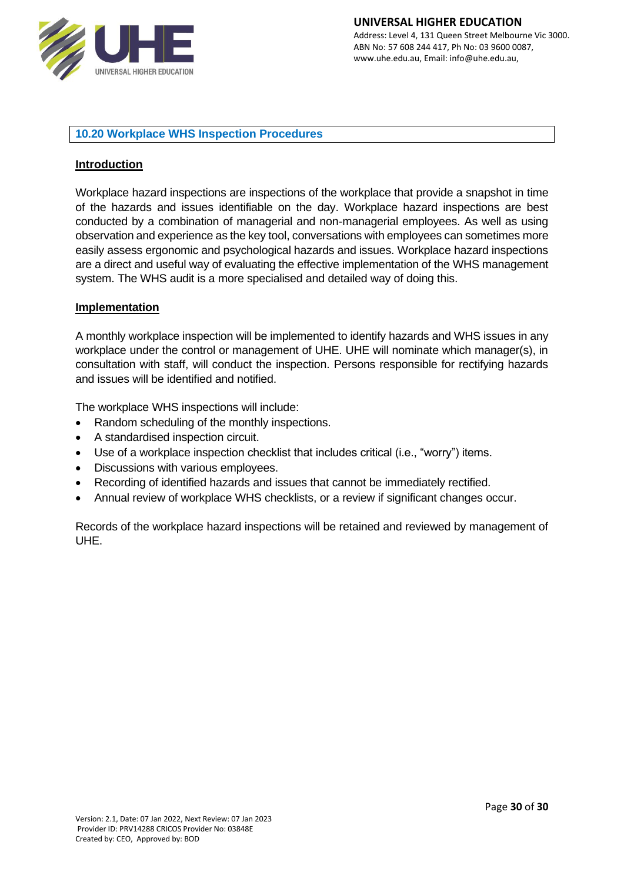## 10.20 Workplace WHS Inspection Procedures

### Introduction

Workplace hazard inspections are inspections of the workplace that provide a snapshot in time of the hazards and issues identifiable on the day. Workplace hazard inspections are best conducted by a combination of managerial and non-managerial employees. As well as using observation and experience as the key tool, conversations with employees can sometimes more easily assess ergonomic and psychological hazards and issues. Workplace hazard inspections are a direct and useful way of evaluating the effective implementation of the WHS management system. The WHS audit is a more specialised and detailed way of doing this.

### Implementation

A monthly workplace inspection will be implemented to identify hazards and WHS issues in any workplace under the control or management of UHE. UHE will nominate which manager(s), in consultation with staff, will conduct the inspection. Persons responsible for rectifying hazards and issues will be identified and notified.

The workplace WHS inspections will include:

- Random scheduling of the monthly inspections.
- A standardised inspection circuit.
- Use of a workplace inspection checklist that includes critical (i.e., "worry") items.
- Discussions with various employees.
- Recording of identified hazards and issues that cannot be immediately rectified.
- Annual review of workplace WHS checklists, or a review if significant changes occur.

Records of the workplace hazard inspections will be retained and reviewed by management of UHE.